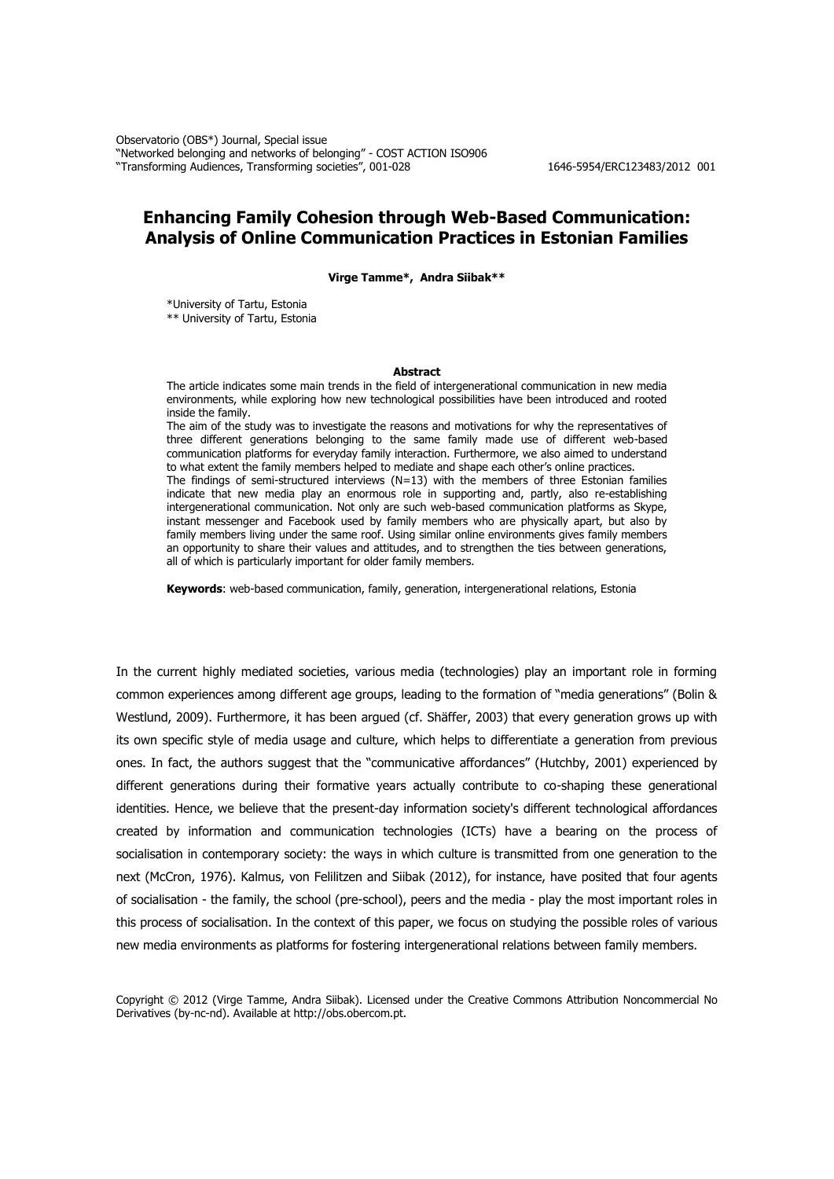# Enhancing Family Cohesion through Web-Based Communication: Analysis of Online Communication Practices in Estonian Families

**Virge Tamme*, Andra Siibak****

*University of Tartu, Estonia
** University of Tartu, Estonia

### Abstract

The article indicates some main trends in the field of intergenerational communication in new media environments, while exploring how new technological possibilities have been introduced and rooted inside the family.

The aim of the study was to investigate the reasons and motivations for why the representatives of three different generations belonging to the same family made use of different web-based communication platforms for everyday family interaction. Furthermore, we also aimed to understand to what extent the family members helped to mediate and shape each other's online practices.

The findings of semi-structured interviews (N=13) with the members of three Estonian families indicate that new media play an enormous role in supporting and, partly, also re-establishing intergenerational communication. Not only are such web-based communication platforms as Skype, instant messenger and Facebook used by family members who are physically apart, but also by family members living under the same roof. Using similar online environments gives family members an opportunity to share their values and attitudes, and to strengthen the ties between generations, all of which is particularly important for older family members.

**Keywords**: web-based communication, family, generation, intergenerational relations, Estonia

In the current highly mediated societies, various media (technologies) play an important role in forming common experiences among different age groups, leading to the formation of "media generations" (Bolin & Westlund, 2009). Furthermore, it has been argued (cf. Shäffer, 2003) that every generation grows up with its own specific style of media usage and culture, which helps to differentiate a generation from previous ones. In fact, the authors suggest that the "communicative affordances" (Hutchby, 2001) experienced by different generations during their formative years actually contribute to co-shaping these generational identities. Hence, we believe that the present-day information society's different technological affordances created by information and communication technologies (ICTs) have a bearing on the process of socialisation in contemporary society: the ways in which culture is transmitted from one generation to the next (McCron, 1976). Kalmus, von Felilitzen and Siibak (2012), for instance, have posited that four agents of socialisation - the family, the school (pre-school), peers and the media - play the most important roles in this process of socialisation. In the context of this paper, we focus on studying the possible roles of various new media environments as platforms for fostering intergenerational relations between family members.

Copyright © 2012 (Virge Tamme, Andra Siibak). Licensed under the Creative Commons Attribution Noncommercial No Derivatives (by-nc-nd). Available at http://obs.obercom.pt.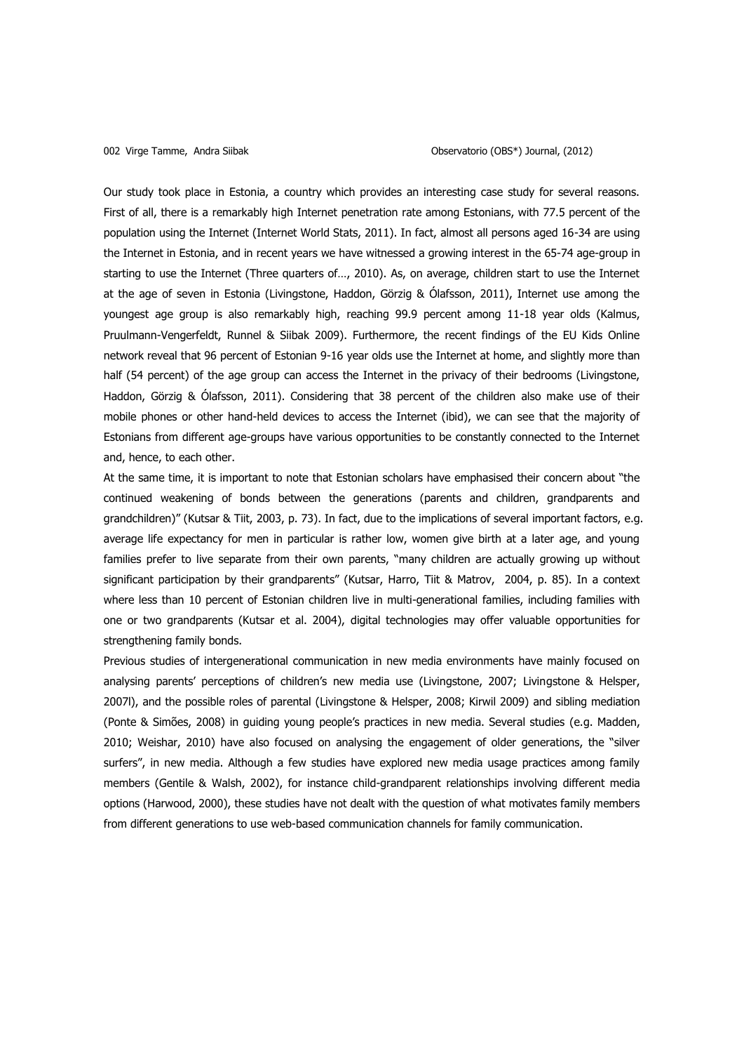Our study took place in Estonia, a country which provides an interesting case study for several reasons. First of all, there is a remarkably high Internet penetration rate among Estonians, with 77.5 percent of the population using the Internet (Internet World Stats, 2011). In fact, almost all persons aged 16-34 are using the Internet in Estonia, and in recent years we have witnessed a growing interest in the 65-74 age-group in starting to use the Internet (Three quarters of…, 2010). As, on average, children start to use the Internet at the age of seven in Estonia (Livingstone, Haddon, Görzig & Ólafsson, 2011), Internet use among the youngest age group is also remarkably high, reaching 99.9 percent among 11-18 year olds (Kalmus, Pruulmann-Vengerfeldt, Runnel & Siibak 2009). Furthermore, the recent findings of the EU Kids Online network reveal that 96 percent of Estonian 9-16 year olds use the Internet at home, and slightly more than half (54 percent) of the age group can access the Internet in the privacy of their bedrooms (Livingstone, Haddon, Görzig & Ólafsson, 2011). Considering that 38 percent of the children also make use of their mobile phones or other hand-held devices to access the Internet (ibid), we can see that the majority of Estonians from different age-groups have various opportunities to be constantly connected to the Internet and, hence, to each other.

At the same time, it is important to note that Estonian scholars have emphasised their concern about "the continued weakening of bonds between the generations (parents and children, grandparents and grandchildren)" (Kutsar & Tiit, 2003, p. 73). In fact, due to the implications of several important factors, e.g. average life expectancy for men in particular is rather low, women give birth at a later age, and young families prefer to live separate from their own parents, "many children are actually growing up without significant participation by their grandparents" (Kutsar, Harro, Tiit & Matrov, 2004, p. 85). In a context where less than 10 percent of Estonian children live in multi-generational families, including families with one or two grandparents (Kutsar et al. 2004), digital technologies may offer valuable opportunities for strengthening family bonds.

Previous studies of intergenerational communication in new media environments have mainly focused on analysing parents' perceptions of children's new media use (Livingstone, 2007; Livingstone & Helsper, 2007l), and the possible roles of parental (Livingstone & Helsper, 2008; Kirwil 2009) and sibling mediation (Ponte & Simões, 2008) in guiding young people's practices in new media. Several studies (e.g. Madden, 2010; Weishar, 2010) have also focused on analysing the engagement of older generations, the "silver surfers", in new media. Although a few studies have explored new media usage practices among family members (Gentile & Walsh, 2002), for instance child-grandparent relationships involving different media options (Harwood, 2000), these studies have not dealt with the question of what motivates family members from different generations to use web-based communication channels for family communication.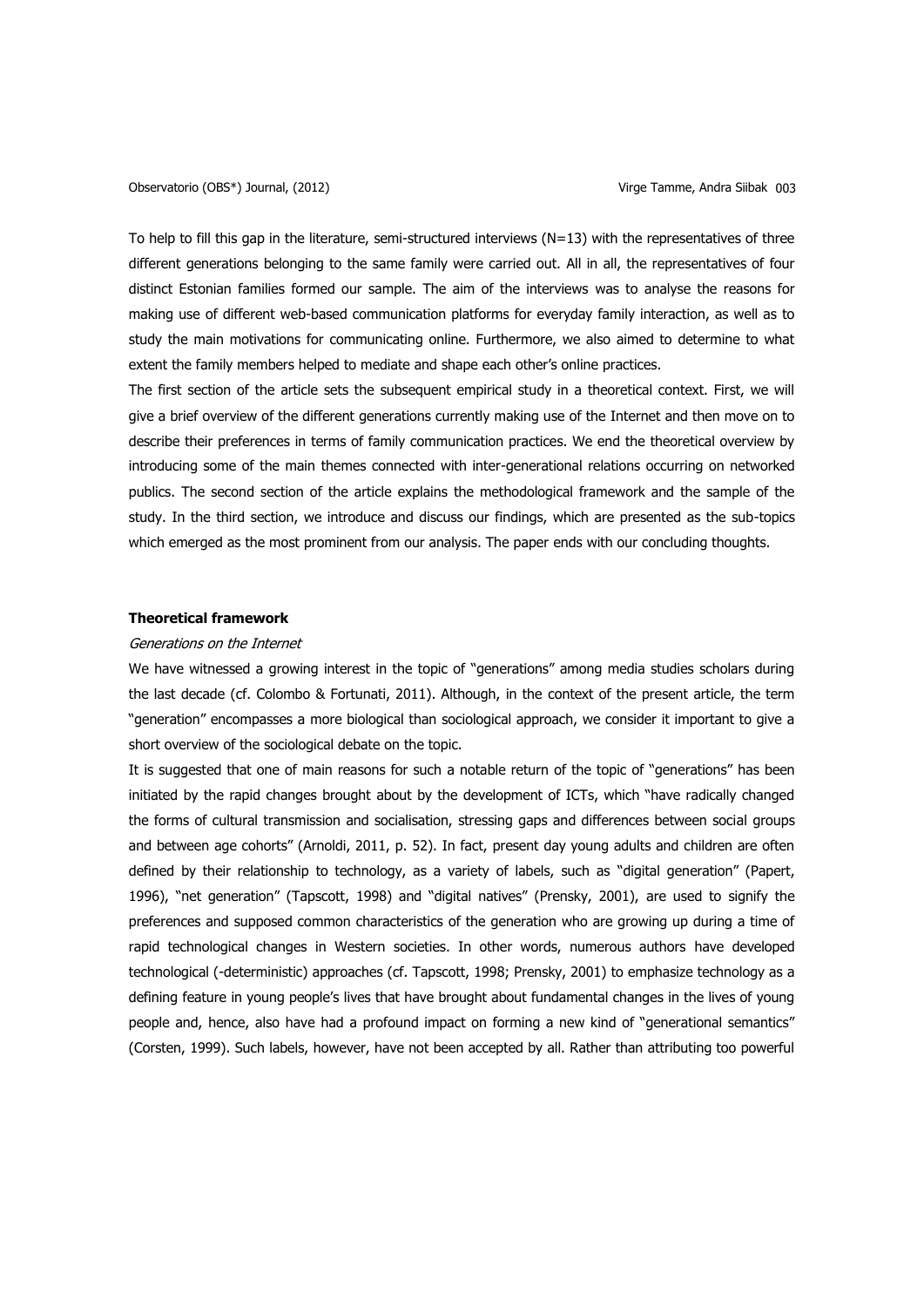To help to fill this gap in the literature, semi-structured interviews (N=13) with the representatives of three different generations belonging to the same family were carried out. All in all, the representatives of four distinct Estonian families formed our sample. The aim of the interviews was to analyse the reasons for making use of different web-based communication platforms for everyday family interaction, as well as to study the main motivations for communicating online. Furthermore, we also aimed to determine to what extent the family members helped to mediate and shape each other's online practices.

The first section of the article sets the subsequent empirical study in a theoretical context. First, we will give a brief overview of the different generations currently making use of the Internet and then move on to describe their preferences in terms of family communication practices. We end the theoretical overview by introducing some of the main themes connected with inter-generational relations occurring on networked publics. The second section of the article explains the methodological framework and the sample of the study. In the third section, we introduce and discuss our findings, which are presented as the sub-topics which emerged as the most prominent from our analysis. The paper ends with our concluding thoughts.

## Theoretical framework

### *Generations on the Internet*

We have witnessed a growing interest in the topic of "generations" among media studies scholars during the last decade (cf. Colombo & Fortunati, 2011). Although, in the context of the present article, the term "generation" encompasses a more biological than sociological approach, we consider it important to give a short overview of the sociological debate on the topic.

It is suggested that one of main reasons for such a notable return of the topic of "generations" has been initiated by the rapid changes brought about by the development of ICTs, which "have radically changed the forms of cultural transmission and socialisation, stressing gaps and differences between social groups and between age cohorts" (Arnoldi, 2011, p. 52). In fact, present day young adults and children are often defined by their relationship to technology, as a variety of labels, such as "digital generation" (Papert, 1996), "net generation" (Tapscott, 1998) and "digital natives" (Prensky, 2001), are used to signify the preferences and supposed common characteristics of the generation who are growing up during a time of rapid technological changes in Western societies. In other words, numerous authors have developed technological (-deterministic) approaches (cf. Tapscott, 1998; Prensky, 2001) to emphasize technology as a defining feature in young people's lives that have brought about fundamental changes in the lives of young people and, hence, also have had a profound impact on forming a new kind of "generational semantics" (Corsten, 1999). Such labels, however, have not been accepted by all. Rather than attributing too powerful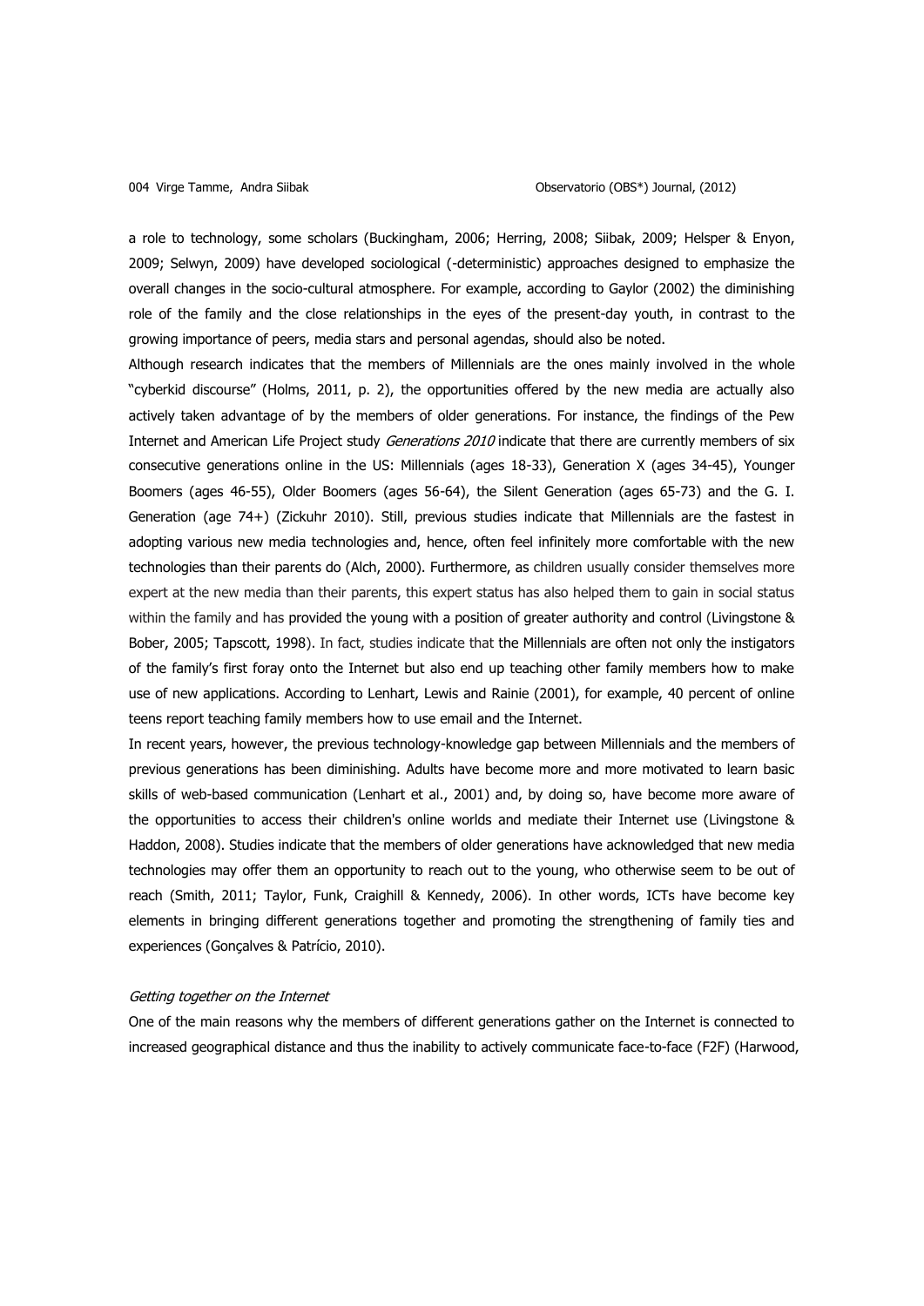a role to technology, some scholars (Buckingham, 2006; Herring, 2008; Siibak, 2009; Helsper & Enyon, 2009; Selwyn, 2009) have developed sociological (-deterministic) approaches designed to emphasize the overall changes in the socio-cultural atmosphere. For example, according to Gaylor (2002) the diminishing role of the family and the close relationships in the eyes of the present-day youth, in contrast to the growing importance of peers, media stars and personal agendas, should also be noted.

Although research indicates that the members of Millennials are the ones mainly involved in the whole "cyberkid discourse" (Holms, 2011, p. 2), the opportunities offered by the new media are actually also actively taken advantage of by the members of older generations. For instance, the findings of the Pew Internet and American Life Project study *Generations 2010* indicate that there are currently members of six consecutive generations online in the US: Millennials (ages 18-33), Generation X (ages 34-45), Younger Boomers (ages 46-55), Older Boomers (ages 56-64), the Silent Generation (ages 65-73) and the G. I. Generation (age 74+) (Zickuhr 2010). Still, previous studies indicate that Millennials are the fastest in adopting various new media technologies and, hence, often feel infinitely more comfortable with the new technologies than their parents do (Alch, 2000). Furthermore, as children usually consider themselves more expert at the new media than their parents, this expert status has also helped them to gain in social status within the family and has provided the young with a position of greater authority and control (Livingstone & Bober, 2005; Tapscott, 1998). In fact, studies indicate that the Millennials are often not only the instigators of the family's first foray onto the Internet but also end up teaching other family members how to make use of new applications. According to Lenhart, Lewis and Rainie (2001), for example, 40 percent of online teens report teaching family members how to use email and the Internet.

In recent years, however, the previous technology-knowledge gap between Millennials and the members of previous generations has been diminishing. Adults have become more and more motivated to learn basic skills of web-based communication (Lenhart et al., 2001) and, by doing so, have become more aware of the opportunities to access their children's online worlds and mediate their Internet use (Livingstone & Haddon, 2008). Studies indicate that the members of older generations have acknowledged that new media technologies may offer them an opportunity to reach out to the young, who otherwise seem to be out of reach (Smith, 2011; Taylor, Funk, Craighill & Kennedy, 2006). In other words, ICTs have become key elements in bringing different generations together and promoting the strengthening of family ties and experiences (Gonçalves & Patrício, 2010).

### *Getting together on the Internet*

One of the main reasons why the members of different generations gather on the Internet is connected to increased geographical distance and thus the inability to actively communicate face-to-face (F2F) (Harwood,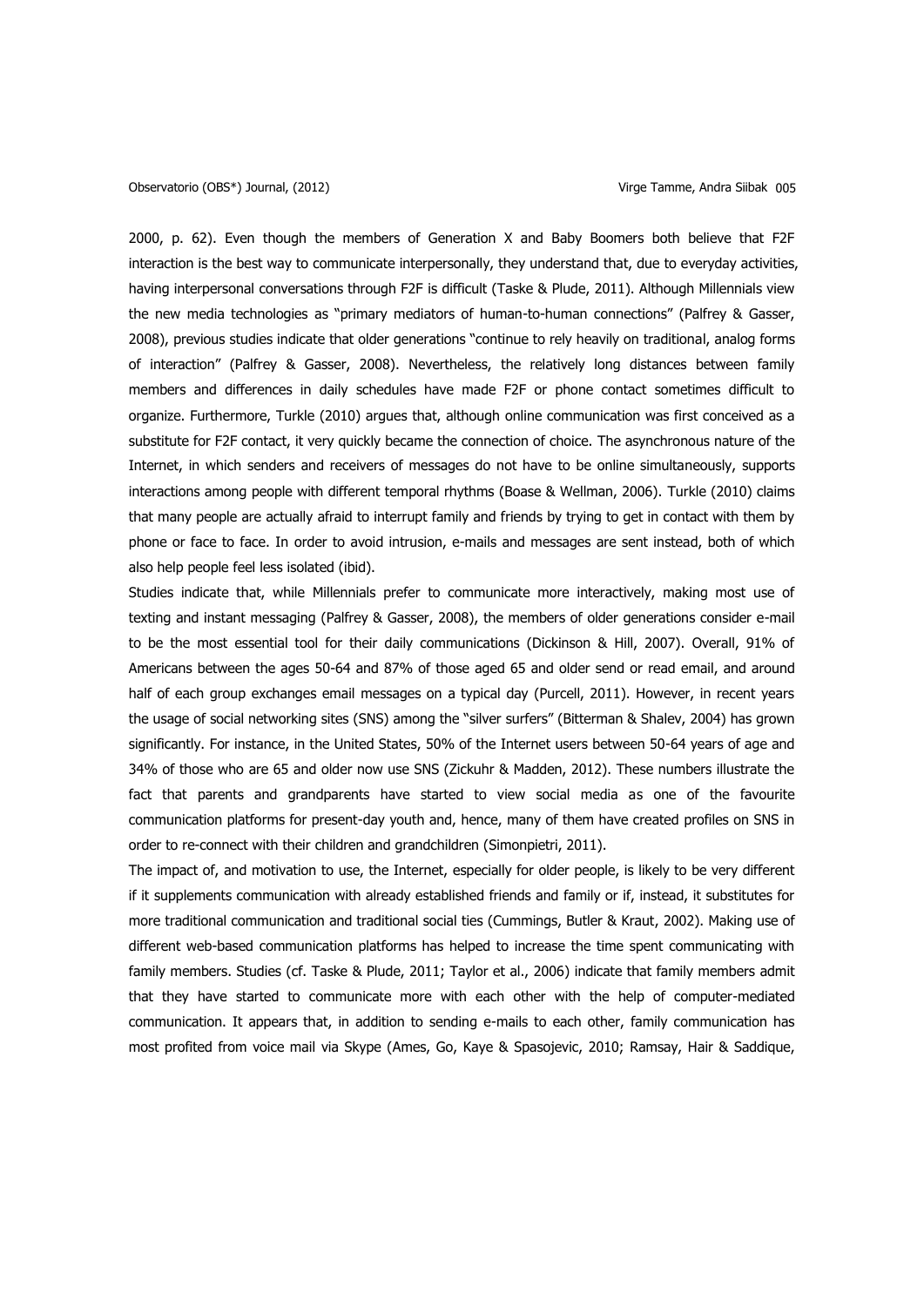2000, p. 62). Even though the members of Generation X and Baby Boomers both believe that F2F interaction is the best way to communicate interpersonally, they understand that, due to everyday activities, having interpersonal conversations through F2F is difficult (Taske & Plude, 2011). Although Millennials view the new media technologies as "primary mediators of human-to-human connections" (Palfrey & Gasser, 2008), previous studies indicate that older generations "continue to rely heavily on traditional, analog forms of interaction" (Palfrey & Gasser, 2008). Nevertheless, the relatively long distances between family members and differences in daily schedules have made F2F or phone contact sometimes difficult to organize. Furthermore, Turkle (2010) argues that, although online communication was first conceived as a substitute for F2F contact, it very quickly became the connection of choice. The asynchronous nature of the Internet, in which senders and receivers of messages do not have to be online simultaneously, supports interactions among people with different temporal rhythms (Boase & Wellman, 2006). Turkle (2010) claims that many people are actually afraid to interrupt family and friends by trying to get in contact with them by phone or face to face. In order to avoid intrusion, e-mails and messages are sent instead, both of which also help people feel less isolated (ibid).

Studies indicate that, while Millennials prefer to communicate more interactively, making most use of texting and instant messaging (Palfrey & Gasser, 2008), the members of older generations consider e-mail to be the most essential tool for their daily communications (Dickinson & Hill, 2007). Overall, 91% of Americans between the ages 50-64 and 87% of those aged 65 and older send or read email, and around half of each group exchanges email messages on a typical day (Purcell, 2011). However, in recent years the usage of social networking sites (SNS) among the "silver surfers" (Bitterman & Shalev, 2004) has grown significantly. For instance, in the United States, 50% of the Internet users between 50-64 years of age and 34% of those who are 65 and older now use SNS (Zickuhr & Madden, 2012). These numbers illustrate the fact that parents and grandparents have started to view social media as one of the favourite communication platforms for present-day youth and, hence, many of them have created profiles on SNS in order to re-connect with their children and grandchildren (Simonpietri, 2011).

The impact of, and motivation to use, the Internet, especially for older people, is likely to be very different if it supplements communication with already established friends and family or if, instead, it substitutes for more traditional communication and traditional social ties (Cummings, Butler & Kraut, 2002). Making use of different web-based communication platforms has helped to increase the time spent communicating with family members. Studies (cf. Taske & Plude, 2011; Taylor et al., 2006) indicate that family members admit that they have started to communicate more with each other with the help of computer-mediated communication. It appears that, in addition to sending e-mails to each other, family communication has most profited from voice mail via Skype (Ames, Go, Kaye & Spasojevic, 2010; Ramsay, Hair & Saddique,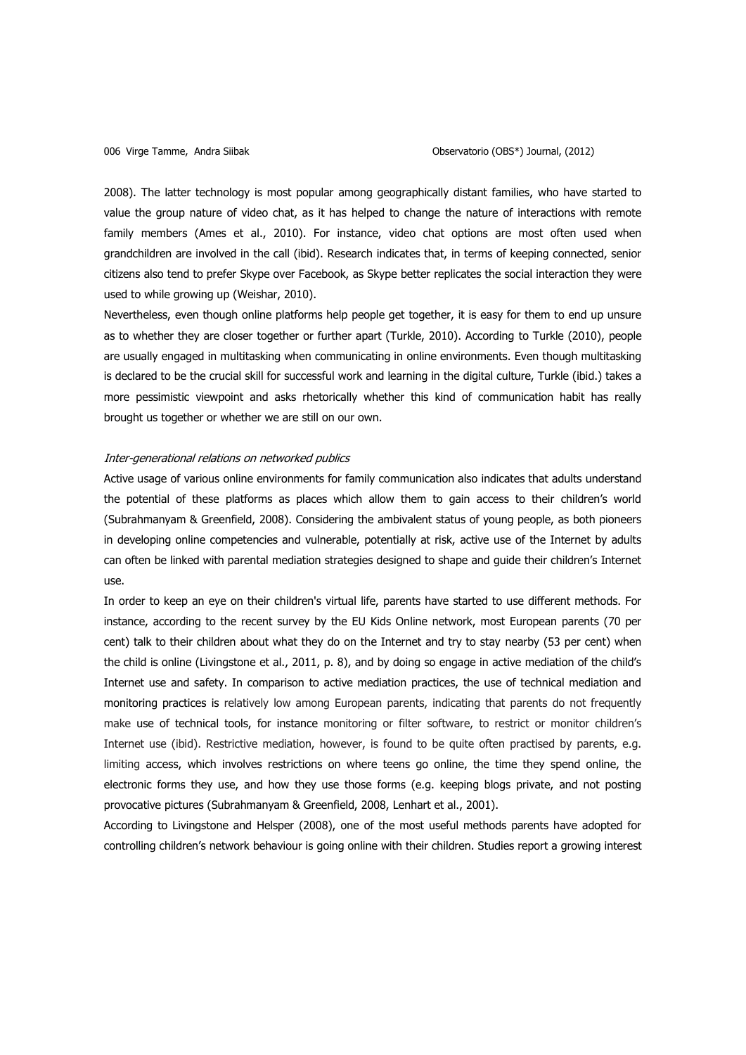2008). The latter technology is most popular among geographically distant families, who have started to value the group nature of video chat, as it has helped to change the nature of interactions with remote family members (Ames et al., 2010). For instance, video chat options are most often used when grandchildren are involved in the call (ibid). Research indicates that, in terms of keeping connected, senior citizens also tend to prefer Skype over Facebook, as Skype better replicates the social interaction they were used to while growing up (Weishar, 2010).

Nevertheless, even though online platforms help people get together, it is easy for them to end up unsure as to whether they are closer together or further apart (Turkle, 2010). According to Turkle (2010), people are usually engaged in multitasking when communicating in online environments. Even though multitasking is declared to be the crucial skill for successful work and learning in the digital culture, Turkle (ibid.) takes a more pessimistic viewpoint and asks rhetorically whether this kind of communication habit has really brought us together or whether we are still on our own.

*Inter-generational relations on networked publics*

Active usage of various online environments for family communication also indicates that adults understand the potential of these platforms as places which allow them to gain access to their children's world (Subrahmanyam & Greenfield, 2008). Considering the ambivalent status of young people, as both pioneers in developing online competencies and vulnerable, potentially at risk, active use of the Internet by adults can often be linked with parental mediation strategies designed to shape and guide their children's Internet use.

In order to keep an eye on their children's virtual life, parents have started to use different methods. For instance, according to the recent survey by the EU Kids Online network, most European parents (70 per cent) talk to their children about what they do on the Internet and try to stay nearby (53 per cent) when the child is online (Livingstone et al., 2011, p. 8), and by doing so engage in active mediation of the child's Internet use and safety. In comparison to active mediation practices, the use of technical mediation and monitoring practices is relatively low among European parents, indicating that parents do not frequently make use of technical tools, for instance monitoring or filter software, to restrict or monitor children's Internet use (ibid). Restrictive mediation, however, is found to be quite often practised by parents, e.g. limiting access, which involves restrictions on where teens go online, the time they spend online, the electronic forms they use, and how they use those forms (e.g. keeping blogs private, and not posting provocative pictures (Subrahmanyam & Greenfield, 2008, Lenhart et al., 2001).

According to Livingstone and Helsper (2008), one of the most useful methods parents have adopted for controlling children's network behaviour is going online with their children. Studies report a growing interest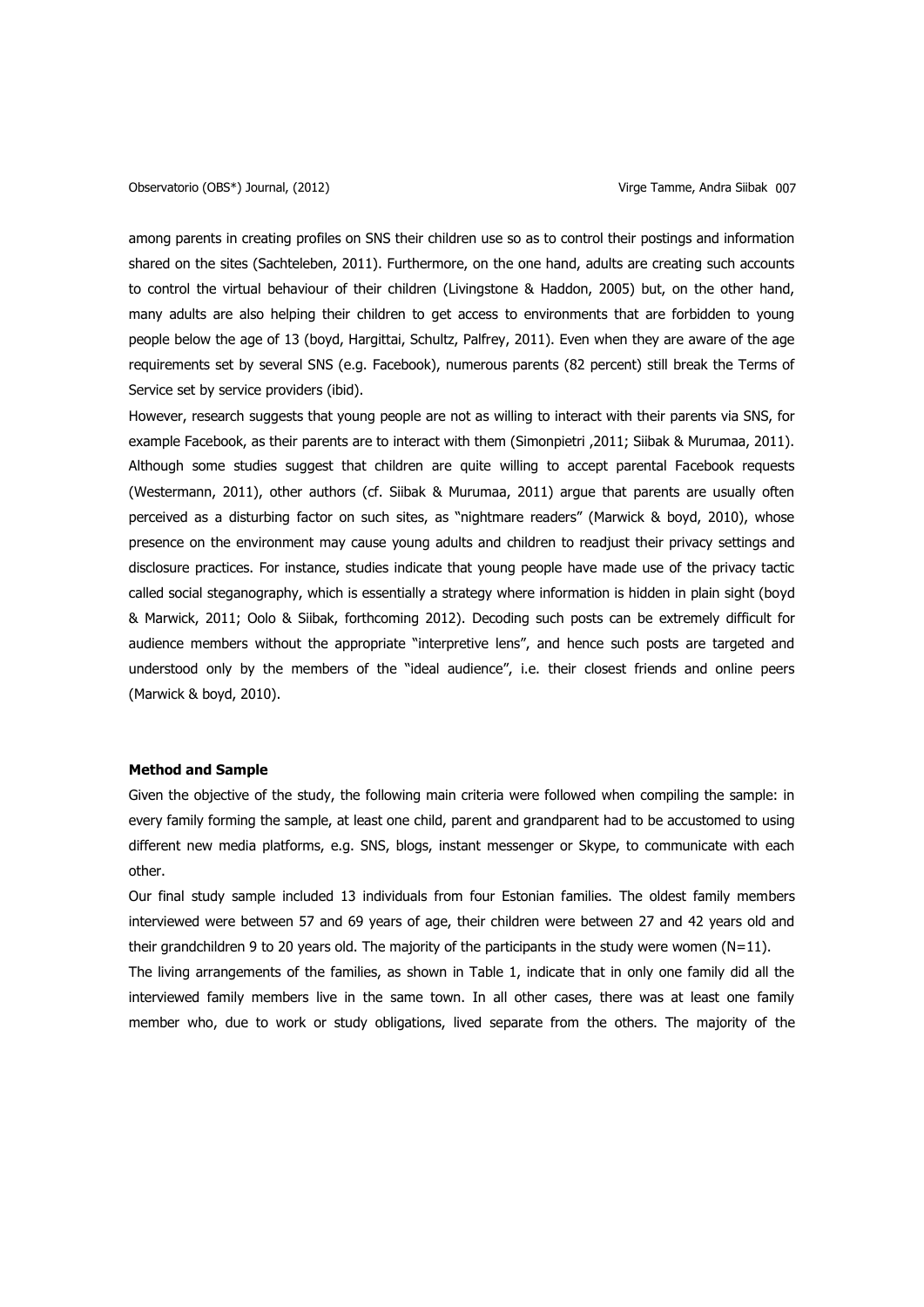among parents in creating profiles on SNS their children use so as to control their postings and information shared on the sites (Sachteleben, 2011). Furthermore, on the one hand, adults are creating such accounts to control the virtual behaviour of their children (Livingstone & Haddon, 2005) but, on the other hand, many adults are also helping their children to get access to environments that are forbidden to young people below the age of 13 (boyd, Hargittai, Schultz, Palfrey, 2011). Even when they are aware of the age requirements set by several SNS (e.g. Facebook), numerous parents (82 percent) still break the Terms of Service set by service providers (ibid).

However, research suggests that young people are not as willing to interact with their parents via SNS, for example Facebook, as their parents are to interact with them (Simonpietri ,2011; Siibak & Murumaa, 2011). Although some studies suggest that children are quite willing to accept parental Facebook requests (Westermann, 2011), other authors (cf. Siibak & Murumaa, 2011) argue that parents are usually often perceived as a disturbing factor on such sites, as "nightmare readers" (Marwick & boyd, 2010), whose presence on the environment may cause young adults and children to readjust their privacy settings and disclosure practices. For instance, studies indicate that young people have made use of the privacy tactic called social steganography, which is essentially a strategy where information is hidden in plain sight (boyd & Marwick, 2011; Oolo & Siibak, forthcoming 2012). Decoding such posts can be extremely difficult for audience members without the appropriate "interpretive lens", and hence such posts are targeted and understood only by the members of the "ideal audience", i.e. their closest friends and online peers (Marwick & boyd, 2010).

**Method and Sample**

Given the objective of the study, the following main criteria were followed when compiling the sample: in every family forming the sample, at least one child, parent and grandparent had to be accustomed to using different new media platforms, e.g. SNS, blogs, instant messenger or Skype, to communicate with each other.

Our final study sample included 13 individuals from four Estonian families. The oldest family members interviewed were between 57 and 69 years of age, their children were between 27 and 42 years old and their grandchildren 9 to 20 years old. The majority of the participants in the study were women (N=11).

The living arrangements of the families, as shown in Table 1, indicate that in only one family did all the interviewed family members live in the same town. In all other cases, there was at least one family member who, due to work or study obligations, lived separate from the others. The majority of the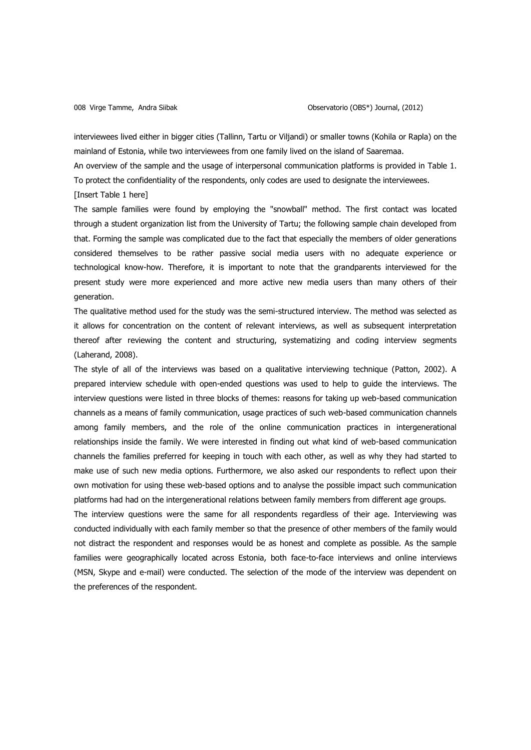interviewees lived either in bigger cities (Tallinn, Tartu or Viljandi) or smaller towns (Kohila or Rapla) on the mainland of Estonia, while two interviewees from one family lived on the island of Saaremaa.

An overview of the sample and the usage of interpersonal communication platforms is provided in Table 1. To protect the confidentiality of the respondents, only codes are used to designate the interviewees.

[Insert Table 1 here]

The sample families were found by employing the "snowball" method. The first contact was located through a student organization list from the University of Tartu; the following sample chain developed from that. Forming the sample was complicated due to the fact that especially the members of older generations considered themselves to be rather passive social media users with no adequate experience or technological know-how. Therefore, it is important to note that the grandparents interviewed for the present study were more experienced and more active new media users than many others of their generation.

The qualitative method used for the study was the semi-structured interview. The method was selected as it allows for concentration on the content of relevant interviews, as well as subsequent interpretation thereof after reviewing the content and structuring, systematizing and coding interview segments (Laherand, 2008).

The style of all of the interviews was based on a qualitative interviewing technique (Patton, 2002). A prepared interview schedule with open-ended questions was used to help to guide the interviews. The interview questions were listed in three blocks of themes: reasons for taking up web-based communication channels as a means of family communication, usage practices of such web-based communication channels among family members, and the role of the online communication practices in intergenerational relationships inside the family. We were interested in finding out what kind of web-based communication channels the families preferred for keeping in touch with each other, as well as why they had started to make use of such new media options. Furthermore, we also asked our respondents to reflect upon their own motivation for using these web-based options and to analyse the possible impact such communication platforms had had on the intergenerational relations between family members from different age groups.

The interview questions were the same for all respondents regardless of their age. Interviewing was conducted individually with each family member so that the presence of other members of the family would not distract the respondent and responses would be as honest and complete as possible. As the sample families were geographically located across Estonia, both face-to-face interviews and online interviews (MSN, Skype and e-mail) were conducted. The selection of the mode of the interview was dependent on the preferences of the respondent.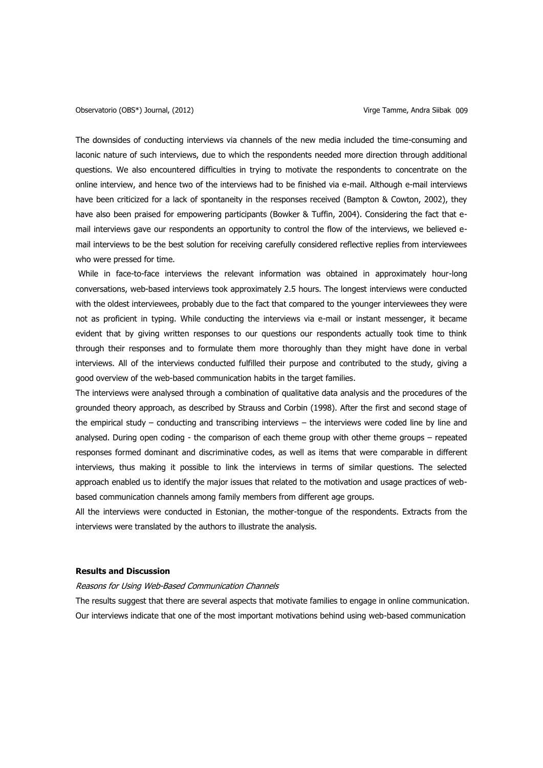The downsides of conducting interviews via channels of the new media included the time-consuming and laconic nature of such interviews, due to which the respondents needed more direction through additional questions. We also encountered difficulties in trying to motivate the respondents to concentrate on the online interview, and hence two of the interviews had to be finished via e-mail. Although e-mail interviews have been criticized for a lack of spontaneity in the responses received (Bampton & Cowton, 2002), they have also been praised for empowering participants (Bowker & Tuffin, 2004). Considering the fact that e-mail interviews gave our respondents an opportunity to control the flow of the interviews, we believed e-mail interviews to be the best solution for receiving carefully considered reflective replies from interviewees who were pressed for time.

While in face-to-face interviews the relevant information was obtained in approximately hour-long conversations, web-based interviews took approximately 2.5 hours. The longest interviews were conducted with the oldest interviewees, probably due to the fact that compared to the younger interviewees they were not as proficient in typing. While conducting the interviews via e-mail or instant messenger, it became evident that by giving written responses to our questions our respondents actually took time to think through their responses and to formulate them more thoroughly than they might have done in verbal interviews. All of the interviews conducted fulfilled their purpose and contributed to the study, giving a good overview of the web-based communication habits in the target families.

The interviews were analysed through a combination of qualitative data analysis and the procedures of the grounded theory approach, as described by Strauss and Corbin (1998). After the first and second stage of the empirical study – conducting and transcribing interviews – the interviews were coded line by line and analysed. During open coding - the comparison of each theme group with other theme groups – repeated responses formed dominant and discriminative codes, as well as items that were comparable in different interviews, thus making it possible to link the interviews in terms of similar questions. The selected approach enabled us to identify the major issues that related to the motivation and usage practices of web-based communication channels among family members from different age groups.

All the interviews were conducted in Estonian, the mother-tongue of the respondents. Extracts from the interviews were translated by the authors to illustrate the analysis.

## Results and Discussion

### *Reasons for Using Web-Based Communication Channels*

The results suggest that there are several aspects that motivate families to engage in online communication. Our interviews indicate that one of the most important motivations behind using web-based communication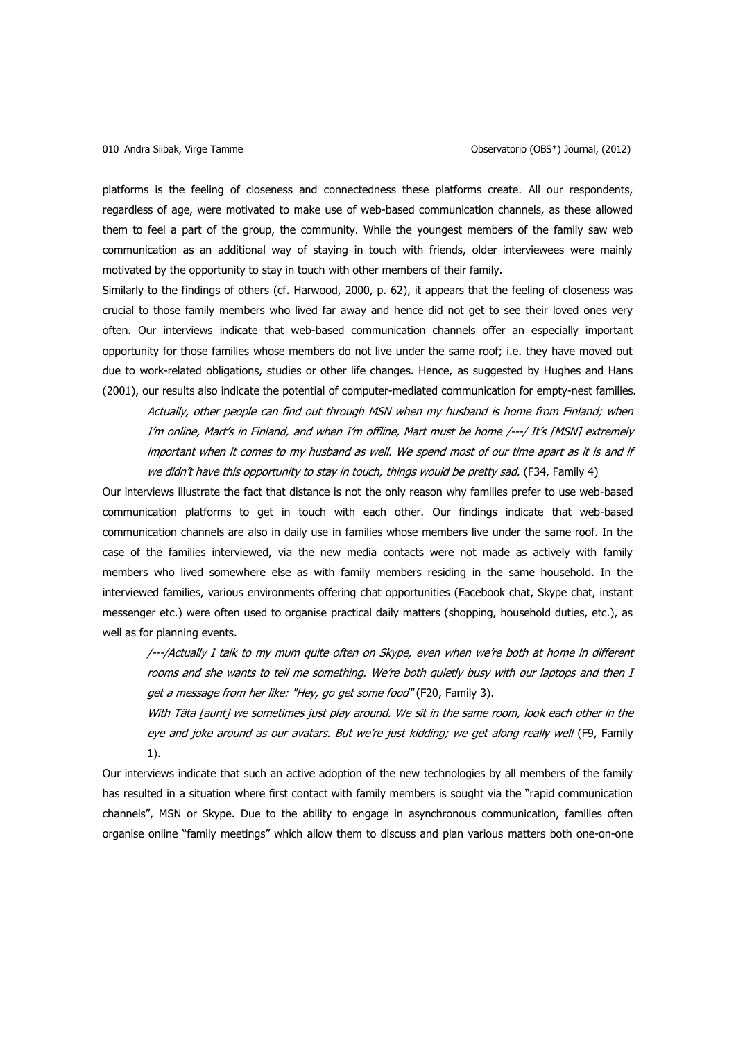platforms is the feeling of closeness and connectedness these platforms create. All our respondents, regardless of age, were motivated to make use of web-based communication channels, as these allowed them to feel a part of the group, the community. While the youngest members of the family saw web communication as an additional way of staying in touch with friends, older interviewees were mainly motivated by the opportunity to stay in touch with other members of their family.

Similarly to the findings of others (cf. Harwood, 2000, p. 62), it appears that the feeling of closeness was crucial to those family members who lived far away and hence did not get to see their loved ones very often. Our interviews indicate that web-based communication channels offer an especially important opportunity for those families whose members do not live under the same roof; i.e. they have moved out due to work-related obligations, studies or other life changes. Hence, as suggested by Hughes and Hans (2001), our results also indicate the potential of computer-mediated communication for empty-nest families.

> *Actually, other people can find out through MSN when my husband is home from Finland; when I'm online, Mart's in Finland, and when I'm offline, Mart must be home /---/ It's [MSN] extremely important when it comes to my husband as well. We spend most of our time apart as it is and if we didn't have this opportunity to stay in touch, things would be pretty sad.* (F34, Family 4)

Our interviews illustrate the fact that distance is not the only reason why families prefer to use web-based communication platforms to get in touch with each other. Our findings indicate that web-based communication channels are also in daily use in families whose members live under the same roof. In the case of the families interviewed, via the new media contacts were not made as actively with family members who lived somewhere else as with family members residing in the same household. In the interviewed families, various environments offering chat opportunities (Facebook chat, Skype chat, instant messenger etc.) were often used to organise practical daily matters (shopping, household duties, etc.), as well as for planning events.

> */---/Actually I talk to my mum quite often on Skype, even when we're both at home in different rooms and she wants to tell me something. We're both quietly busy with our laptops and then I get a message from her like: "Hey, go get some food"* (F20, Family 3).
>
> *With Täta [aunt] we sometimes just play around. We sit in the same room, look each other in the eye and joke around as our avatars. But we're just kidding; we get along really well* (F9, Family 1).

Our interviews indicate that such an active adoption of the new technologies by all members of the family has resulted in a situation where first contact with family members is sought via the "rapid communication channels", MSN or Skype. Due to the ability to engage in asynchronous communication, families often organise online "family meetings" which allow them to discuss and plan various matters both one-on-one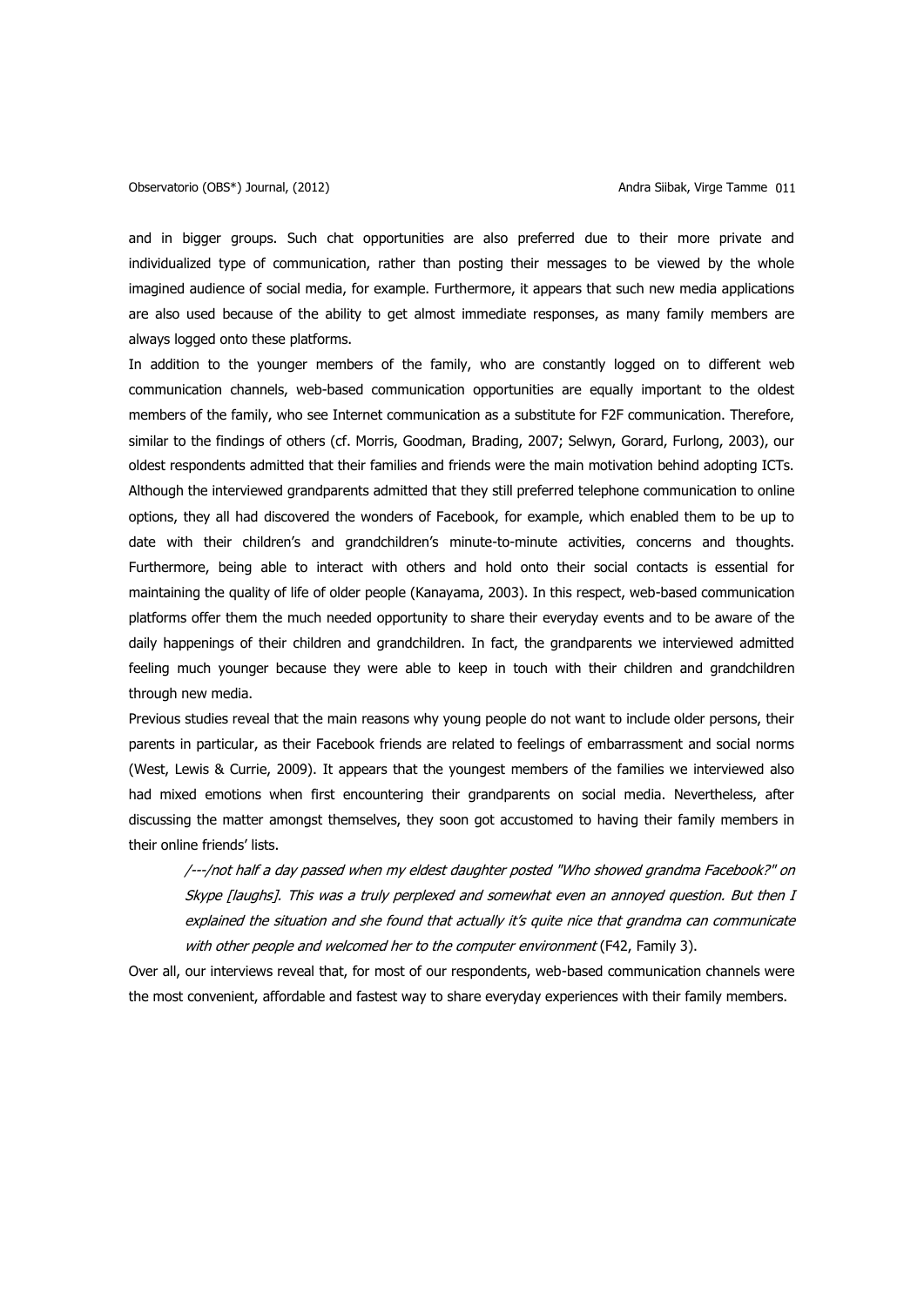and in bigger groups. Such chat opportunities are also preferred due to their more private and individualized type of communication, rather than posting their messages to be viewed by the whole imagined audience of social media, for example. Furthermore, it appears that such new media applications are also used because of the ability to get almost immediate responses, as many family members are always logged onto these platforms.

In addition to the younger members of the family, who are constantly logged on to different web communication channels, web-based communication opportunities are equally important to the oldest members of the family, who see Internet communication as a substitute for F2F communication. Therefore, similar to the findings of others (cf. Morris, Goodman, Brading, 2007; Selwyn, Gorard, Furlong, 2003), our oldest respondents admitted that their families and friends were the main motivation behind adopting ICTs. Although the interviewed grandparents admitted that they still preferred telephone communication to online options, they all had discovered the wonders of Facebook, for example, which enabled them to be up to date with their children's and grandchildren's minute-to-minute activities, concerns and thoughts. Furthermore, being able to interact with others and hold onto their social contacts is essential for maintaining the quality of life of older people (Kanayama, 2003). In this respect, web-based communication platforms offer them the much needed opportunity to share their everyday events and to be aware of the daily happenings of their children and grandchildren. In fact, the grandparents we interviewed admitted feeling much younger because they were able to keep in touch with their children and grandchildren through new media.

Previous studies reveal that the main reasons why young people do not want to include older persons, their parents in particular, as their Facebook friends are related to feelings of embarrassment and social norms (West, Lewis & Currie, 2009). It appears that the youngest members of the families we interviewed also had mixed emotions when first encountering their grandparents on social media. Nevertheless, after discussing the matter amongst themselves, they soon got accustomed to having their family members in their online friends' lists.

> */---/not half a day passed when my eldest daughter posted "Who showed grandma Facebook?" on Skype [laughs]. This was a truly perplexed and somewhat even an annoyed question. But then I explained the situation and she found that actually it's quite nice that grandma can communicate with other people and welcomed her to the computer environment* (F42, Family 3).

Over all, our interviews reveal that, for most of our respondents, web-based communication channels were the most convenient, affordable and fastest way to share everyday experiences with their family members.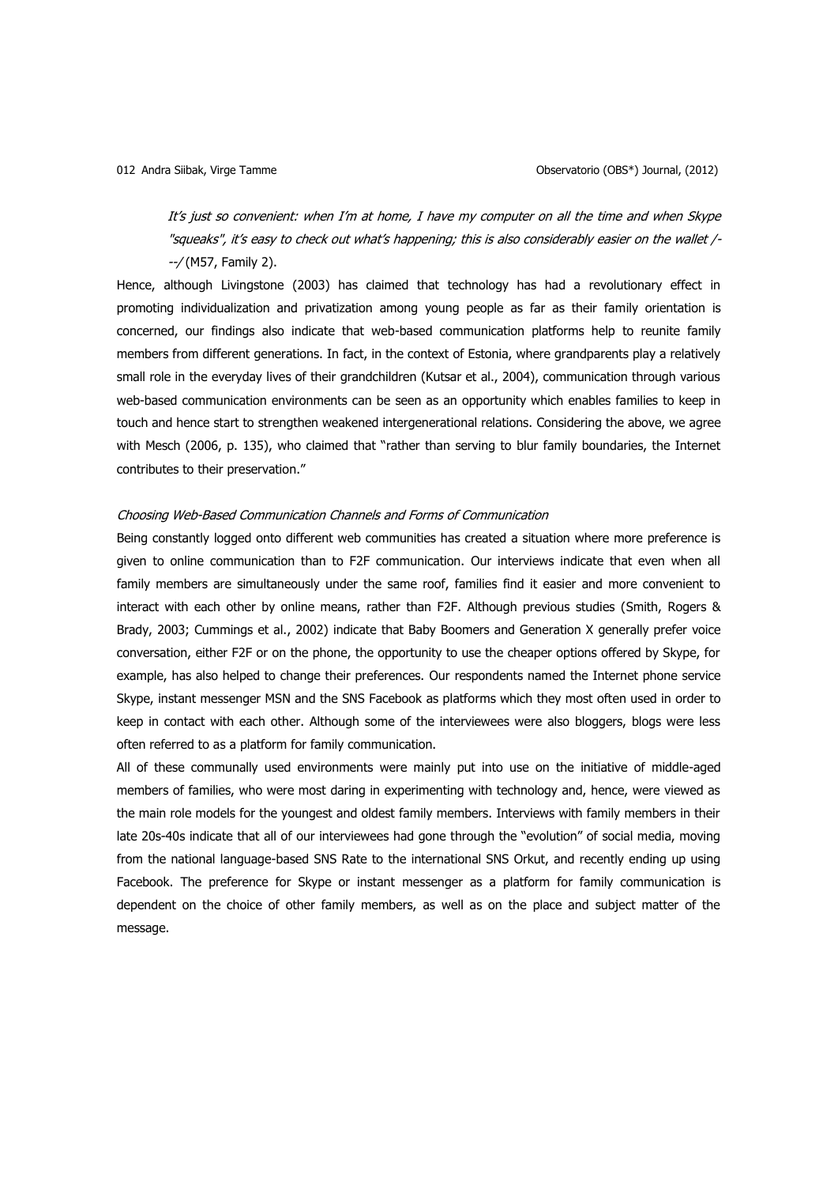> *It's just so convenient: when I'm at home, I have my computer on all the time and when Skype "squeaks", it's easy to check out what's happening; this is also considerably easier on the wallet /---/* (M57, Family 2).

Hence, although Livingstone (2003) has claimed that technology has had a revolutionary effect in promoting individualization and privatization among young people as far as their family orientation is concerned, our findings also indicate that web-based communication platforms help to reunite family members from different generations. In fact, in the context of Estonia, where grandparents play a relatively small role in the everyday lives of their grandchildren (Kutsar et al., 2004), communication through various web-based communication environments can be seen as an opportunity which enables families to keep in touch and hence start to strengthen weakened intergenerational relations. Considering the above, we agree with Mesch (2006, p. 135), who claimed that "rather than serving to blur family boundaries, the Internet contributes to their preservation."

*Choosing Web-Based Communication Channels and Forms of Communication*

Being constantly logged onto different web communities has created a situation where more preference is given to online communication than to F2F communication. Our interviews indicate that even when all family members are simultaneously under the same roof, families find it easier and more convenient to interact with each other by online means, rather than F2F. Although previous studies (Smith, Rogers & Brady, 2003; Cummings et al., 2002) indicate that Baby Boomers and Generation X generally prefer voice conversation, either F2F or on the phone, the opportunity to use the cheaper options offered by Skype, for example, has also helped to change their preferences. Our respondents named the Internet phone service Skype, instant messenger MSN and the SNS Facebook as platforms which they most often used in order to keep in contact with each other. Although some of the interviewees were also bloggers, blogs were less often referred to as a platform for family communication.

All of these communally used environments were mainly put into use on the initiative of middle-aged members of families, who were most daring in experimenting with technology and, hence, were viewed as the main role models for the youngest and oldest family members. Interviews with family members in their late 20s-40s indicate that all of our interviewees had gone through the "evolution" of social media, moving from the national language-based SNS Rate to the international SNS Orkut, and recently ending up using Facebook. The preference for Skype or instant messenger as a platform for family communication is dependent on the choice of other family members, as well as on the place and subject matter of the message.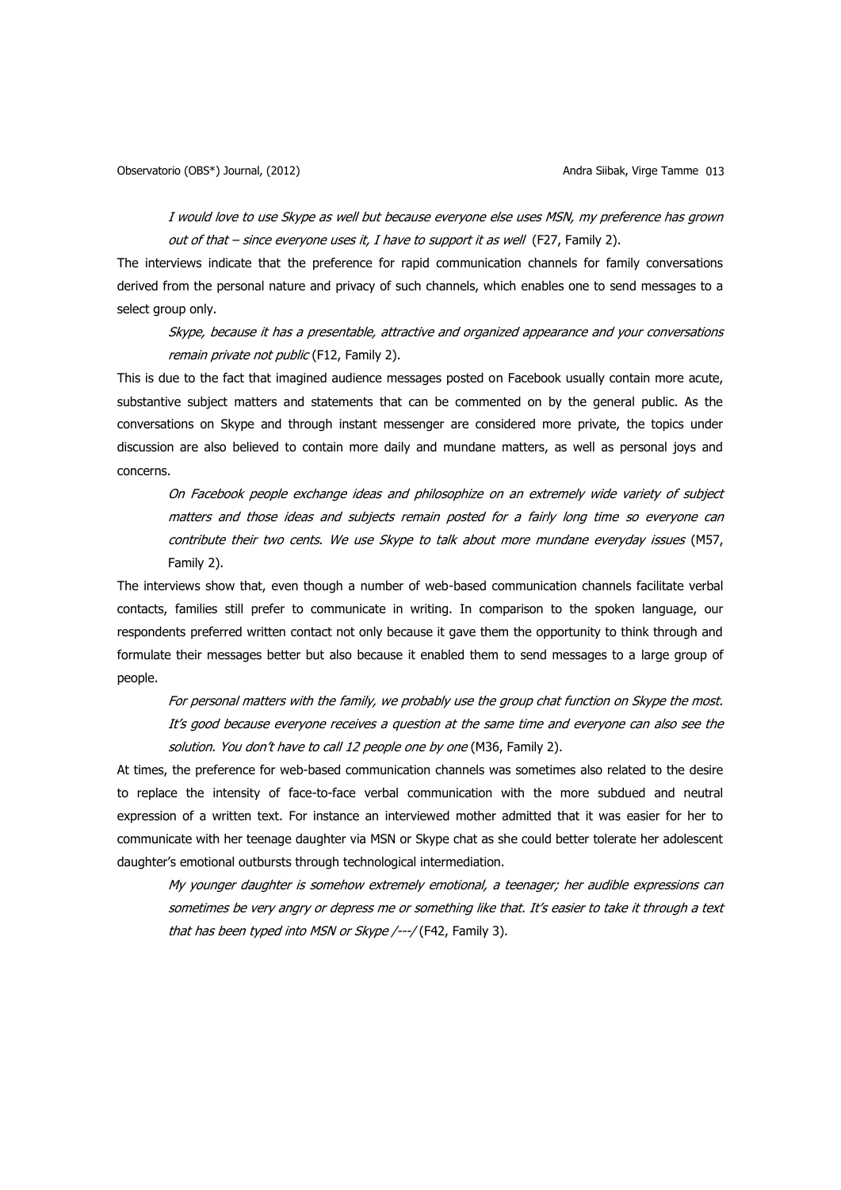> *I would love to use Skype as well but because everyone else uses MSN, my preference has grown out of that – since everyone uses it, I have to support it as well* (F27, Family 2).

The interviews indicate that the preference for rapid communication channels for family conversations derived from the personal nature and privacy of such channels, which enables one to send messages to a select group only.

> *Skype, because it has a presentable, attractive and organized appearance and your conversations remain private not public* (F12, Family 2).

This is due to the fact that imagined audience messages posted on Facebook usually contain more acute, substantive subject matters and statements that can be commented on by the general public. As the conversations on Skype and through instant messenger are considered more private, the topics under discussion are also believed to contain more daily and mundane matters, as well as personal joys and concerns.

> *On Facebook people exchange ideas and philosophize on an extremely wide variety of subject matters and those ideas and subjects remain posted for a fairly long time so everyone can contribute their two cents. We use Skype to talk about more mundane everyday issues* (M57, Family 2).

The interviews show that, even though a number of web-based communication channels facilitate verbal contacts, families still prefer to communicate in writing. In comparison to the spoken language, our respondents preferred written contact not only because it gave them the opportunity to think through and formulate their messages better but also because it enabled them to send messages to a large group of people.

> *For personal matters with the family, we probably use the group chat function on Skype the most. It's good because everyone receives a question at the same time and everyone can also see the solution. You don't have to call 12 people one by one* (M36, Family 2).

At times, the preference for web-based communication channels was sometimes also related to the desire to replace the intensity of face-to-face verbal communication with the more subdued and neutral expression of a written text. For instance an interviewed mother admitted that it was easier for her to communicate with her teenage daughter via MSN or Skype chat as she could better tolerate her adolescent daughter's emotional outbursts through technological intermediation.

> *My younger daughter is somehow extremely emotional, a teenager; her audible expressions can sometimes be very angry or depress me or something like that. It's easier to take it through a text that has been typed into MSN or Skype /---/* (F42, Family 3).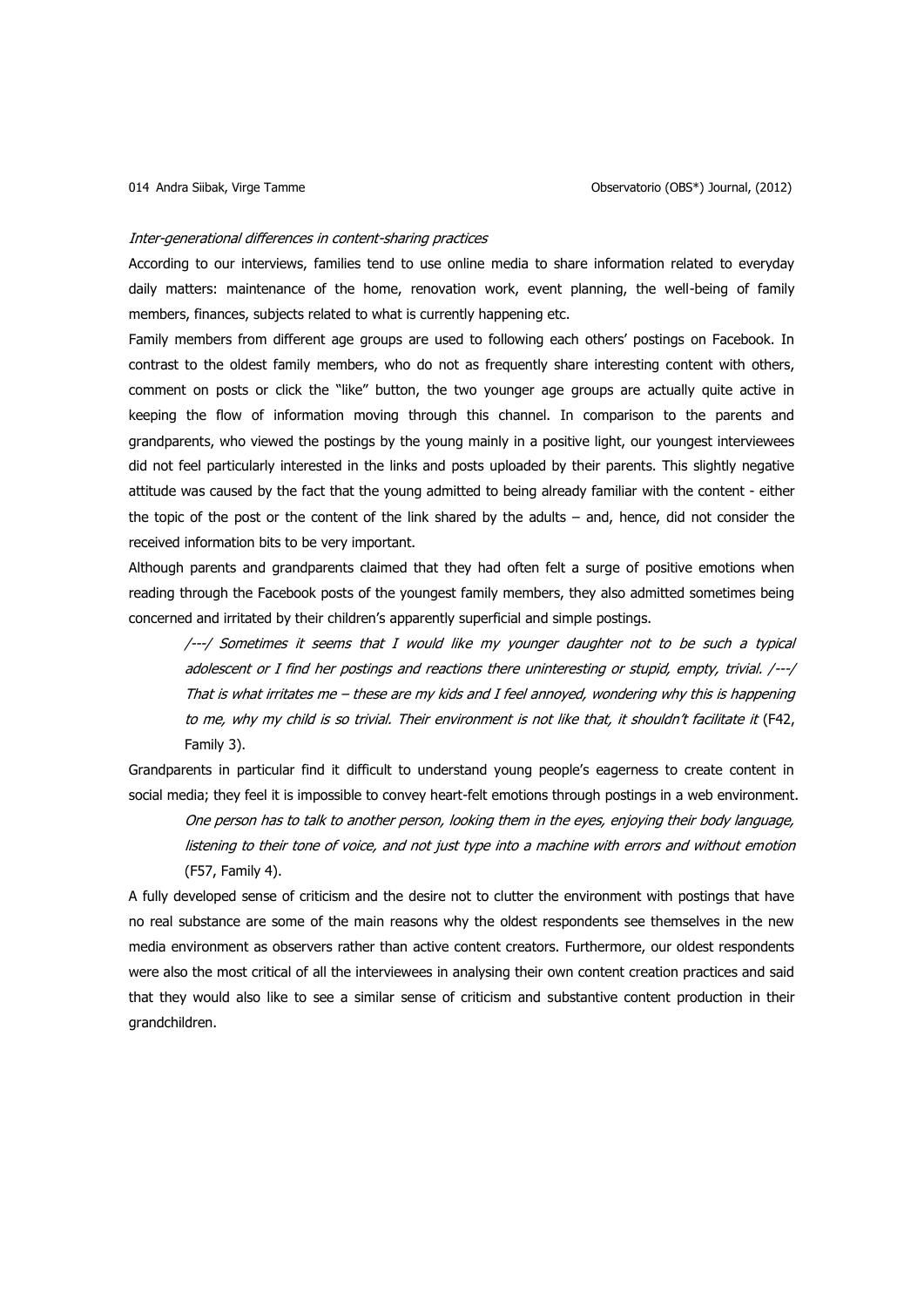*Inter-generational differences in content-sharing practices*

According to our interviews, families tend to use online media to share information related to everyday daily matters: maintenance of the home, renovation work, event planning, the well-being of family members, finances, subjects related to what is currently happening etc.

Family members from different age groups are used to following each others' postings on Facebook. In contrast to the oldest family members, who do not as frequently share interesting content with others, comment on posts or click the "like" button, the two younger age groups are actually quite active in keeping the flow of information moving through this channel. In comparison to the parents and grandparents, who viewed the postings by the young mainly in a positive light, our youngest interviewees did not feel particularly interested in the links and posts uploaded by their parents. This slightly negative attitude was caused by the fact that the young admitted to being already familiar with the content - either the topic of the post or the content of the link shared by the adults – and, hence, did not consider the received information bits to be very important.

Although parents and grandparents claimed that they had often felt a surge of positive emotions when reading through the Facebook posts of the youngest family members, they also admitted sometimes being concerned and irritated by their children's apparently superficial and simple postings.

> */---/ Sometimes it seems that I would like my younger daughter not to be such a typical adolescent or I find her postings and reactions there uninteresting or stupid, empty, trivial. /---/ That is what irritates me – these are my kids and I feel annoyed, wondering why this is happening to me, why my child is so trivial. Their environment is not like that, it shouldn't facilitate it* (F42, Family 3).

Grandparents in particular find it difficult to understand young people's eagerness to create content in social media; they feel it is impossible to convey heart-felt emotions through postings in a web environment.

> *One person has to talk to another person, looking them in the eyes, enjoying their body language, listening to their tone of voice, and not just type into a machine with errors and without emotion* (F57, Family 4).

A fully developed sense of criticism and the desire not to clutter the environment with postings that have no real substance are some of the main reasons why the oldest respondents see themselves in the new media environment as observers rather than active content creators. Furthermore, our oldest respondents were also the most critical of all the interviewees in analysing their own content creation practices and said that they would also like to see a similar sense of criticism and substantive content production in their grandchildren.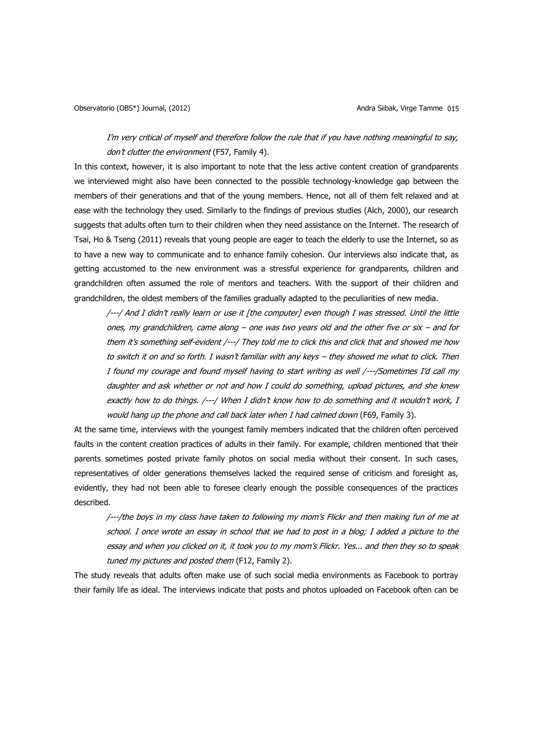> *I'm very critical of myself and therefore follow the rule that if you have nothing meaningful to say, don't clutter the environment* (F57, Family 4).

In this context, however, it is also important to note that the less active content creation of grandparents we interviewed might also have been connected to the possible technology-knowledge gap between the members of their generations and that of the young members. Hence, not all of them felt relaxed and at ease with the technology they used. Similarly to the findings of previous studies (Alch, 2000), our research suggests that adults often turn to their children when they need assistance on the Internet. The research of Tsai, Ho & Tseng (2011) reveals that young people are eager to teach the elderly to use the Internet, so as to have a new way to communicate and to enhance family cohesion. Our interviews also indicate that, as getting accustomed to the new environment was a stressful experience for grandparents, children and grandchildren often assumed the role of mentors and teachers. With the support of their children and grandchildren, the oldest members of the families gradually adapted to the peculiarities of new media.

> */---/ And I didn't really learn or use it [the computer] even though I was stressed. Until the little ones, my grandchildren, came along – one was two years old and the other five or six – and for them it's something self-evident /---/ They told me to click this and click that and showed me how to switch it on and so forth. I wasn't familiar with any keys – they showed me what to click. Then I found my courage and found myself having to start writing as well /---/Sometimes I'd call my daughter and ask whether or not and how I could do something, upload pictures, and she knew exactly how to do things. /---/ When I didn't know how to do something and it wouldn't work, I would hang up the phone and call back later when I had calmed down* (F69, Family 3).

At the same time, interviews with the youngest family members indicated that the children often perceived faults in the content creation practices of adults in their family. For example, children mentioned that their parents sometimes posted private family photos on social media without their consent. In such cases, representatives of older generations themselves lacked the required sense of criticism and foresight as, evidently, they had not been able to foresee clearly enough the possible consequences of the practices described.

> */---/the boys in my class have taken to following my mom's Flickr and then making fun of me at school. I once wrote an essay in school that we had to post in a blog; I added a picture to the essay and when you clicked on it, it took you to my mom's Flickr. Yes... and then they so to speak tuned my pictures and posted them* (F12, Family 2).

The study reveals that adults often make use of such social media environments as Facebook to portray their family life as ideal. The interviews indicate that posts and photos uploaded on Facebook often can be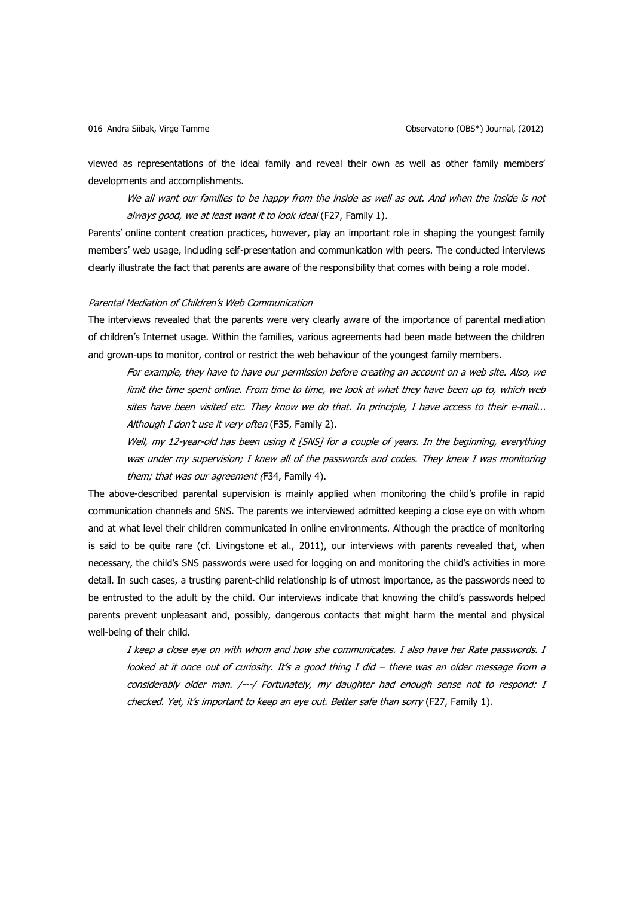viewed as representations of the ideal family and reveal their own as well as other family members' developments and accomplishments.

> *We all want our families to be happy from the inside as well as out. And when the inside is not always good, we at least want it to look ideal* (F27, Family 1).

Parents' online content creation practices, however, play an important role in shaping the youngest family members' web usage, including self-presentation and communication with peers. The conducted interviews clearly illustrate the fact that parents are aware of the responsibility that comes with being a role model.

### *Parental Mediation of Children's Web Communication*

The interviews revealed that the parents were very clearly aware of the importance of parental mediation of children's Internet usage. Within the families, various agreements had been made between the children and grown-ups to monitor, control or restrict the web behaviour of the youngest family members.

> *For example, they have to have our permission before creating an account on a web site. Also, we limit the time spent online. From time to time, we look at what they have been up to, which web sites have been visited etc. They know we do that. In principle, I have access to their e-mail... Although I don't use it very often* (F35, Family 2).
>
> *Well, my 12-year-old has been using it [SNS] for a couple of years. In the beginning, everything was under my supervision; I knew all of the passwords and codes. They knew I was monitoring them; that was our agreement (*F34, Family 4).

The above-described parental supervision is mainly applied when monitoring the child's profile in rapid communication channels and SNS. The parents we interviewed admitted keeping a close eye on with whom and at what level their children communicated in online environments. Although the practice of monitoring is said to be quite rare (cf. Livingstone et al., 2011), our interviews with parents revealed that, when necessary, the child's SNS passwords were used for logging on and monitoring the child's activities in more detail. In such cases, a trusting parent-child relationship is of utmost importance, as the passwords need to be entrusted to the adult by the child. Our interviews indicate that knowing the child's passwords helped parents prevent unpleasant and, possibly, dangerous contacts that might harm the mental and physical well-being of their child.

> *I keep a close eye on with whom and how she communicates. I also have her Rate passwords. I looked at it once out of curiosity. It's a good thing I did – there was an older message from a considerably older man. /---/ Fortunately, my daughter had enough sense not to respond: I checked. Yet, it's important to keep an eye out. Better safe than sorry* (F27, Family 1).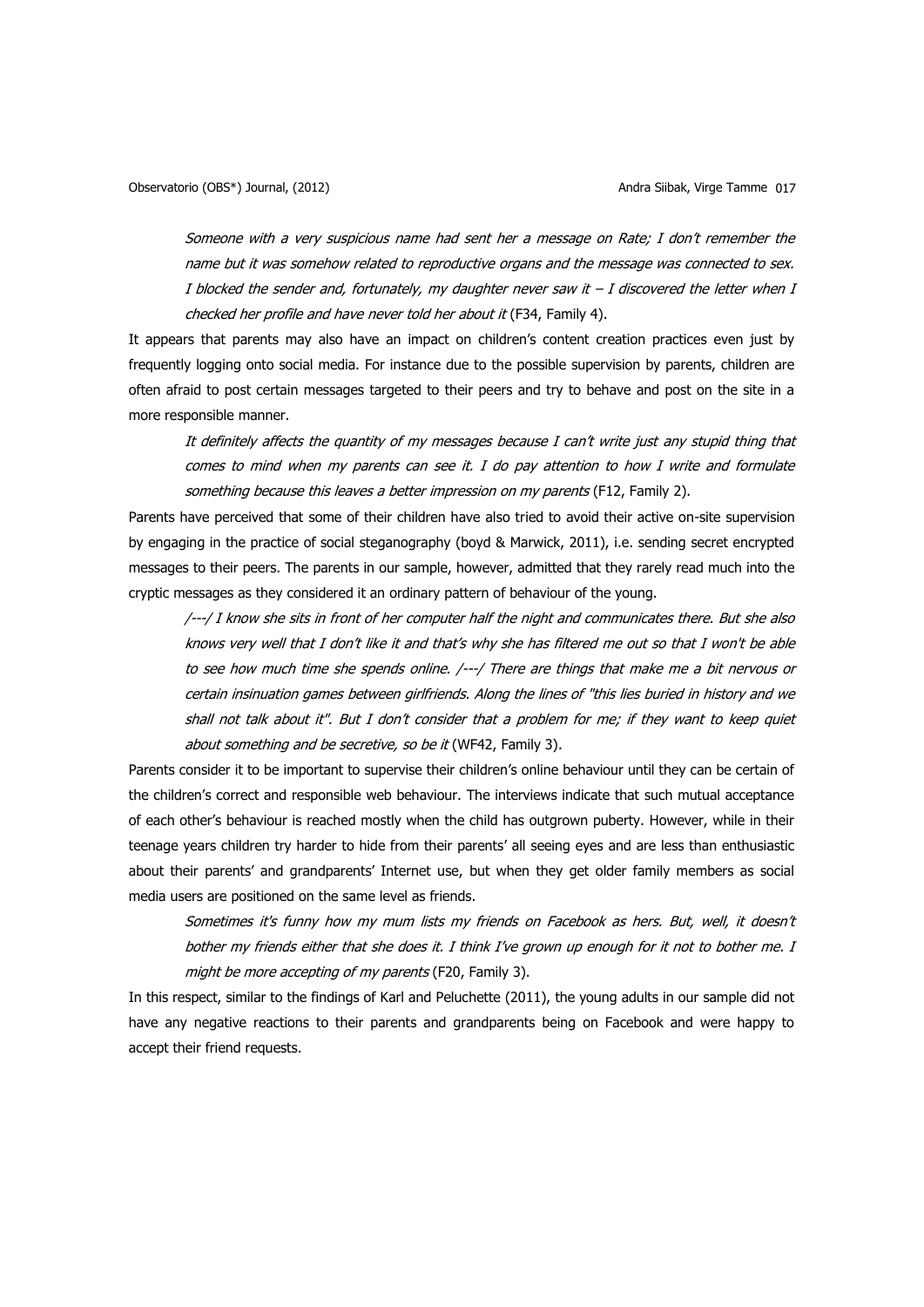> *Someone with a very suspicious name had sent her a message on Rate; I don't remember the name but it was somehow related to reproductive organs and the message was connected to sex. I blocked the sender and, fortunately, my daughter never saw it – I discovered the letter when I checked her profile and have never told her about it* (F34, Family 4).

It appears that parents may also have an impact on children's content creation practices even just by frequently logging onto social media. For instance due to the possible supervision by parents, children are often afraid to post certain messages targeted to their peers and try to behave and post on the site in a more responsible manner.

> *It definitely affects the quantity of my messages because I can't write just any stupid thing that comes to mind when my parents can see it. I do pay attention to how I write and formulate something because this leaves a better impression on my parents* (F12, Family 2).

Parents have perceived that some of their children have also tried to avoid their active on-site supervision by engaging in the practice of social steganography (boyd & Marwick, 2011), i.e. sending secret encrypted messages to their peers. The parents in our sample, however, admitted that they rarely read much into the cryptic messages as they considered it an ordinary pattern of behaviour of the young.

> */---/ I know she sits in front of her computer half the night and communicates there. But she also knows very well that I don't like it and that's why she has filtered me out so that I won't be able to see how much time she spends online. /---/ There are things that make me a bit nervous or certain insinuation games between girlfriends. Along the lines of "this lies buried in history and we shall not talk about it". But I don't consider that a problem for me; if they want to keep quiet about something and be secretive, so be it* (WF42, Family 3).

Parents consider it to be important to supervise their children's online behaviour until they can be certain of the children's correct and responsible web behaviour. The interviews indicate that such mutual acceptance of each other's behaviour is reached mostly when the child has outgrown puberty. However, while in their teenage years children try harder to hide from their parents' all seeing eyes and are less than enthusiastic about their parents' and grandparents' Internet use, but when they get older family members as social media users are positioned on the same level as friends.

> *Sometimes it's funny how my mum lists my friends on Facebook as hers. But, well, it doesn't bother my friends either that she does it. I think I've grown up enough for it not to bother me. I might be more accepting of my parents* (F20, Family 3).

In this respect, similar to the findings of Karl and Peluchette (2011), the young adults in our sample did not have any negative reactions to their parents and grandparents being on Facebook and were happy to accept their friend requests.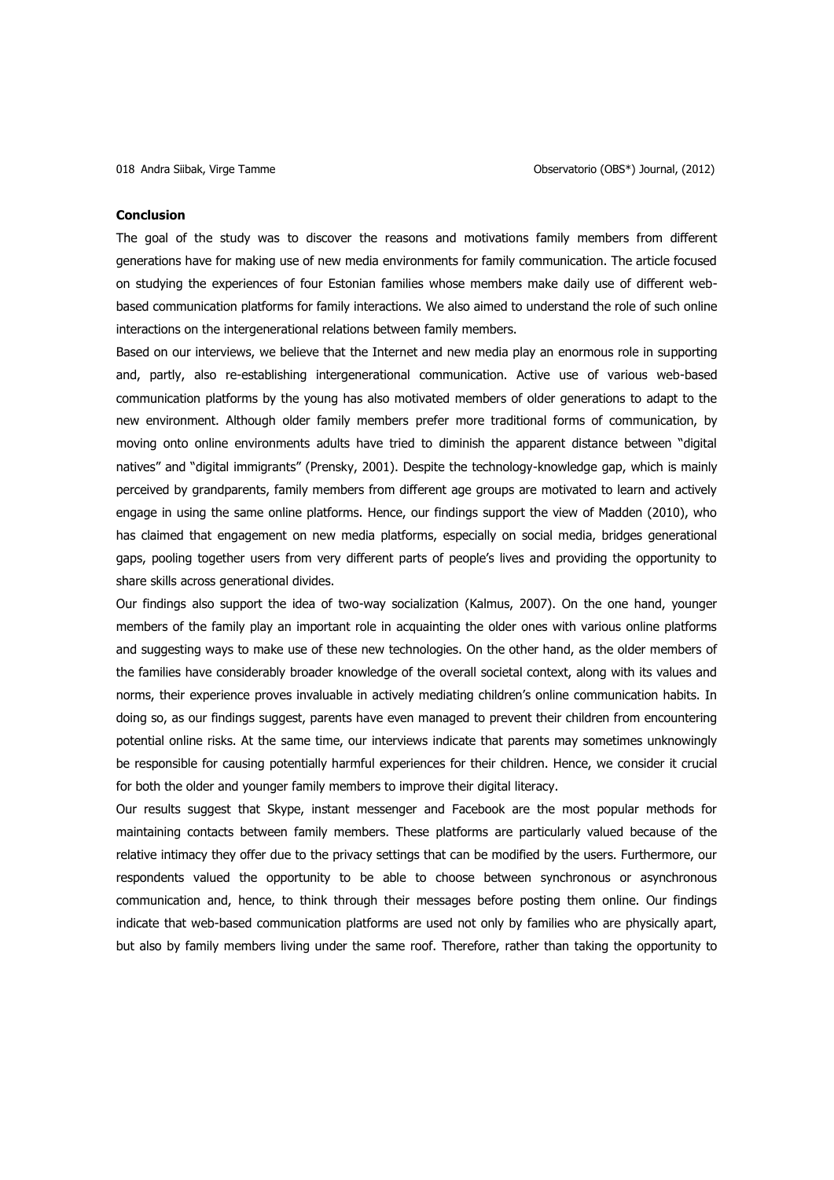**Conclusion**

The goal of the study was to discover the reasons and motivations family members from different generations have for making use of new media environments for family communication. The article focused on studying the experiences of four Estonian families whose members make daily use of different web-based communication platforms for family interactions. We also aimed to understand the role of such online interactions on the intergenerational relations between family members.

Based on our interviews, we believe that the Internet and new media play an enormous role in supporting and, partly, also re-establishing intergenerational communication. Active use of various web-based communication platforms by the young has also motivated members of older generations to adapt to the new environment. Although older family members prefer more traditional forms of communication, by moving onto online environments adults have tried to diminish the apparent distance between "digital natives" and "digital immigrants" (Prensky, 2001). Despite the technology-knowledge gap, which is mainly perceived by grandparents, family members from different age groups are motivated to learn and actively engage in using the same online platforms. Hence, our findings support the view of Madden (2010), who has claimed that engagement on new media platforms, especially on social media, bridges generational gaps, pooling together users from very different parts of people's lives and providing the opportunity to share skills across generational divides.

Our findings also support the idea of two-way socialization (Kalmus, 2007). On the one hand, younger members of the family play an important role in acquainting the older ones with various online platforms and suggesting ways to make use of these new technologies. On the other hand, as the older members of the families have considerably broader knowledge of the overall societal context, along with its values and norms, their experience proves invaluable in actively mediating children's online communication habits. In doing so, as our findings suggest, parents have even managed to prevent their children from encountering potential online risks. At the same time, our interviews indicate that parents may sometimes unknowingly be responsible for causing potentially harmful experiences for their children. Hence, we consider it crucial for both the older and younger family members to improve their digital literacy.

Our results suggest that Skype, instant messenger and Facebook are the most popular methods for maintaining contacts between family members. These platforms are particularly valued because of the relative intimacy they offer due to the privacy settings that can be modified by the users. Furthermore, our respondents valued the opportunity to be able to choose between synchronous or asynchronous communication and, hence, to think through their messages before posting them online. Our findings indicate that web-based communication platforms are used not only by families who are physically apart, but also by family members living under the same roof. Therefore, rather than taking the opportunity to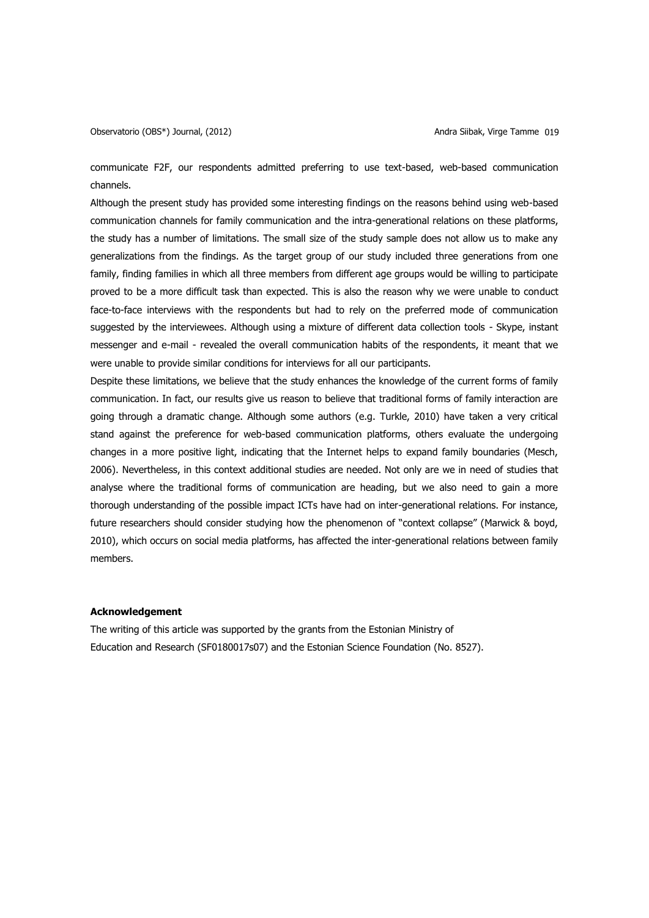communicate F2F, our respondents admitted preferring to use text-based, web-based communication channels.

Although the present study has provided some interesting findings on the reasons behind using web-based communication channels for family communication and the intra-generational relations on these platforms, the study has a number of limitations. The small size of the study sample does not allow us to make any generalizations from the findings. As the target group of our study included three generations from one family, finding families in which all three members from different age groups would be willing to participate proved to be a more difficult task than expected. This is also the reason why we were unable to conduct face-to-face interviews with the respondents but had to rely on the preferred mode of communication suggested by the interviewees. Although using a mixture of different data collection tools - Skype, instant messenger and e-mail - revealed the overall communication habits of the respondents, it meant that we were unable to provide similar conditions for interviews for all our participants.

Despite these limitations, we believe that the study enhances the knowledge of the current forms of family communication. In fact, our results give us reason to believe that traditional forms of family interaction are going through a dramatic change. Although some authors (e.g. Turkle, 2010) have taken a very critical stand against the preference for web-based communication platforms, others evaluate the undergoing changes in a more positive light, indicating that the Internet helps to expand family boundaries (Mesch, 2006). Nevertheless, in this context additional studies are needed. Not only are we in need of studies that analyse where the traditional forms of communication are heading, but we also need to gain a more thorough understanding of the possible impact ICTs have had on inter-generational relations. For instance, future researchers should consider studying how the phenomenon of "context collapse" (Marwick & boyd, 2010), which occurs on social media platforms, has affected the inter-generational relations between family members.

### Acknowledgement

The writing of this article was supported by the grants from the Estonian Ministry of Education and Research (SF0180017s07) and the Estonian Science Foundation (No. 8527).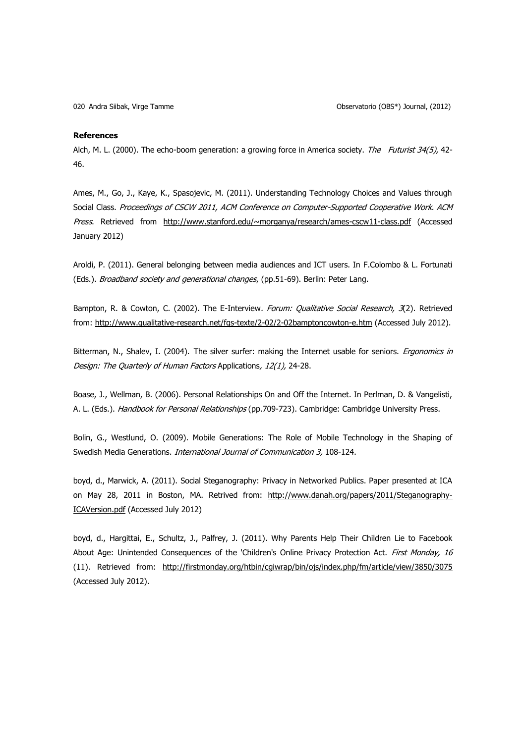**References**

Alch, M. L. (2000). The echo-boom generation: a growing force in America society. *The Futurist 34(5),* 42-46.

Ames, M., Go, J., Kaye, K., Spasojevic, M. (2011). Understanding Technology Choices and Values through Social Class. *Proceedings of CSCW 2011, ACM Conference on Computer-Supported Cooperative Work. ACM Press*. Retrieved from http://www.stanford.edu/~morganya/research/ames-cscw11-class.pdf (Accessed January 2012)

Aroldi, P. (2011). General belonging between media audiences and ICT users. In F.Colombo & L. Fortunati (Eds.). *Broadband society and generational changes*, (pp.51-69). Berlin: Peter Lang.

Bampton, R. & Cowton, C. (2002). The E-Interview. *Forum: Qualitative Social Research, 3*(2). Retrieved from: http://www.qualitative-research.net/fqs-texte/2-02/2-02bamptoncowton-e.htm (Accessed July 2012).

Bitterman, N., Shalev, I. (2004). The silver surfer: making the Internet usable for seniors. *Ergonomics in Design: The Quarterly of Human Factors* Applications*, 12(1),* 24-28.

Boase, J., Wellman, B. (2006). Personal Relationships On and Off the Internet. In Perlman, D. & Vangelisti, A. L. (Eds.). *Handbook for Personal Relationships* (pp.709-723). Cambridge: Cambridge University Press.

Bolin, G., Westlund, O. (2009). Mobile Generations: The Role of Mobile Technology in the Shaping of Swedish Media Generations. *International Journal of Communication 3,* 108-124.

boyd, d., Marwick, A. (2011). Social Steganography: Privacy in Networked Publics. Paper presented at ICA on May 28, 2011 in Boston, MA. Retrived from: http://www.danah.org/papers/2011/Steganography-ICAVersion.pdf (Accessed July 2012)

boyd, d., Hargittai, E., Schultz, J., Palfrey, J. (2011). Why Parents Help Their Children Lie to Facebook About Age: Unintended Consequences of the 'Children's Online Privacy Protection Act. *First Monday, 16* (11). Retrieved from: http://firstmonday.org/htbin/cgiwrap/bin/ojs/index.php/fm/article/view/3850/3075 (Accessed July 2012).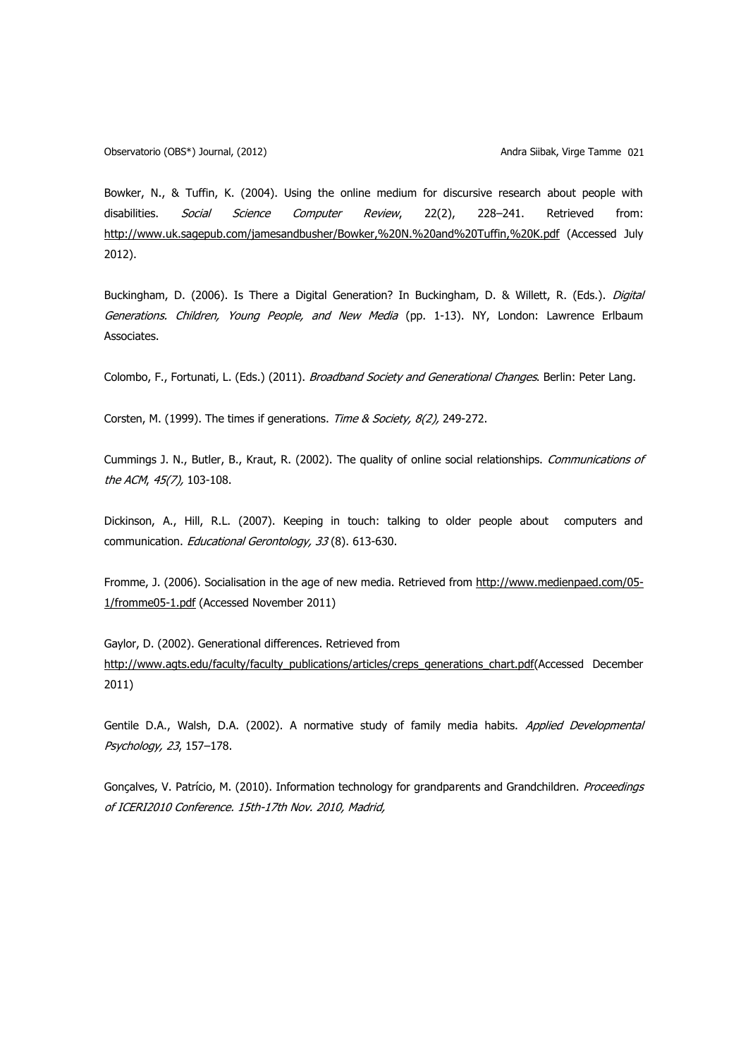Bowker, N., & Tuffin, K. (2004). Using the online medium for discursive research about people with disabilities. *Social Science Computer Review*, 22(2), 228–241. Retrieved from: http://www.uk.sagepub.com/jamesandbusher/Bowker,%20N.%20and%20Tuffin,%20K.pdf (Accessed July 2012).

Buckingham, D. (2006). Is There a Digital Generation? In Buckingham, D. & Willett, R. (Eds.). *Digital Generations. Children, Young People, and New Media* (pp. 1-13). NY, London: Lawrence Erlbaum Associates.

Colombo, F., Fortunati, L. (Eds.) (2011). *Broadband Society and Generational Changes*. Berlin: Peter Lang.

Corsten, M. (1999). The times if generations. *Time & Society, 8(2),* 249-272.

Cummings J. N., Butler, B., Kraut, R. (2002). The quality of online social relationships. *Communications of the ACM*, *45(7),* 103-108.

Dickinson, A., Hill, R.L. (2007). Keeping in touch: talking to older people about computers and communication. *Educational Gerontology, 33* (8). 613-630.

Fromme, J. (2006). Socialisation in the age of new media. Retrieved from http://www.medienpaed.com/05-1/fromme05-1.pdf (Accessed November 2011)

Gaylor, D. (2002). Generational differences. Retrieved from http://www.agts.edu/faculty/faculty_publications/articles/creps_generations_chart.pdf(Accessed December 2011)

Gentile D.A., Walsh, D.A. (2002). A normative study of family media habits. *Applied Developmental Psychology, 23*, 157–178.

Gonçalves, V. Patrício, M. (2010). Information technology for grandparents and Grandchildren. *Proceedings of ICERI2010 Conference. 15th-17th Nov. 2010, Madrid,*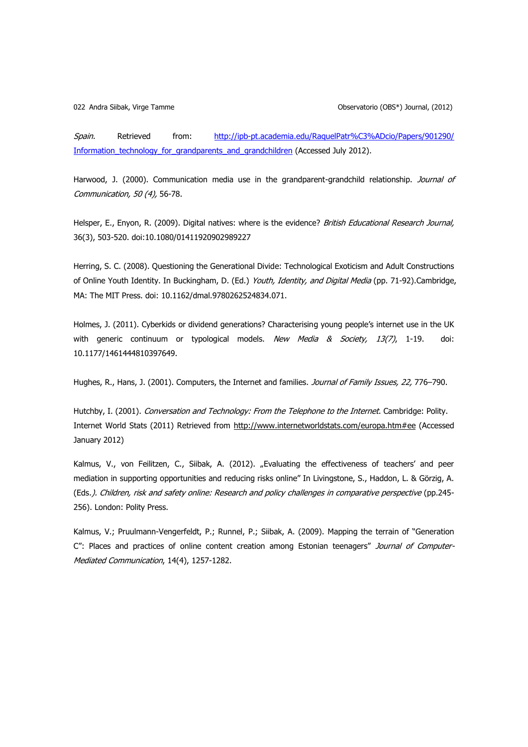*Spain.* Retrieved from: http://ipb-pt.academia.edu/RaquelPatr%C3%ADcio/Papers/901290/Information_technology_for_grandparents_and_grandchildren (Accessed July 2012).

Harwood, J. (2000). Communication media use in the grandparent-grandchild relationship. *Journal of Communication, 50 (4),* 56-78.

Helsper, E., Enyon, R. (2009). Digital natives: where is the evidence? *British Educational Research Journal,* 36(3), 503-520. doi:10.1080/01411920902989227

Herring, S. C. (2008). Questioning the Generational Divide: Technological Exoticism and Adult Constructions of Online Youth Identity. In Buckingham, D. (Ed.) *Youth, Identity, and Digital Media* (pp. 71-92).Cambridge, MA: The MIT Press. doi: 10.1162/dmal.9780262524834.071.

Holmes, J. (2011). Cyberkids or dividend generations? Characterising young people's internet use in the UK with generic continuum or typological models. *New Media & Society, 13(7)*, 1-19. doi: 10.1177/1461444810397649.

Hughes, R., Hans, J. (2001). Computers, the Internet and families. *Journal of Family Issues, 22,* 776–790.

Hutchby, I. (2001). *Conversation and Technology: From the Telephone to the Internet*. Cambridge: Polity.

Internet World Stats (2011) Retrieved from http://www.internetworldstats.com/europa.htm#ee (Accessed January 2012)

Kalmus, V., von Feilitzen, C., Siibak, A. (2012). „Evaluating the effectiveness of teachers' and peer mediation in supporting opportunities and reducing risks online" In Livingstone, S., Haddon, L. & Görzig, A. (Eds.*). Children, risk and safety online: Research and policy challenges in comparative perspective* (pp.245-256). London: Polity Press.

Kalmus, V.; Pruulmann-Vengerfeldt, P.; Runnel, P.; Siibak, A. (2009). Mapping the terrain of "Generation C": Places and practices of online content creation among Estonian teenagers" *Journal of Computer-Mediated Communication*, 14(4), 1257-1282.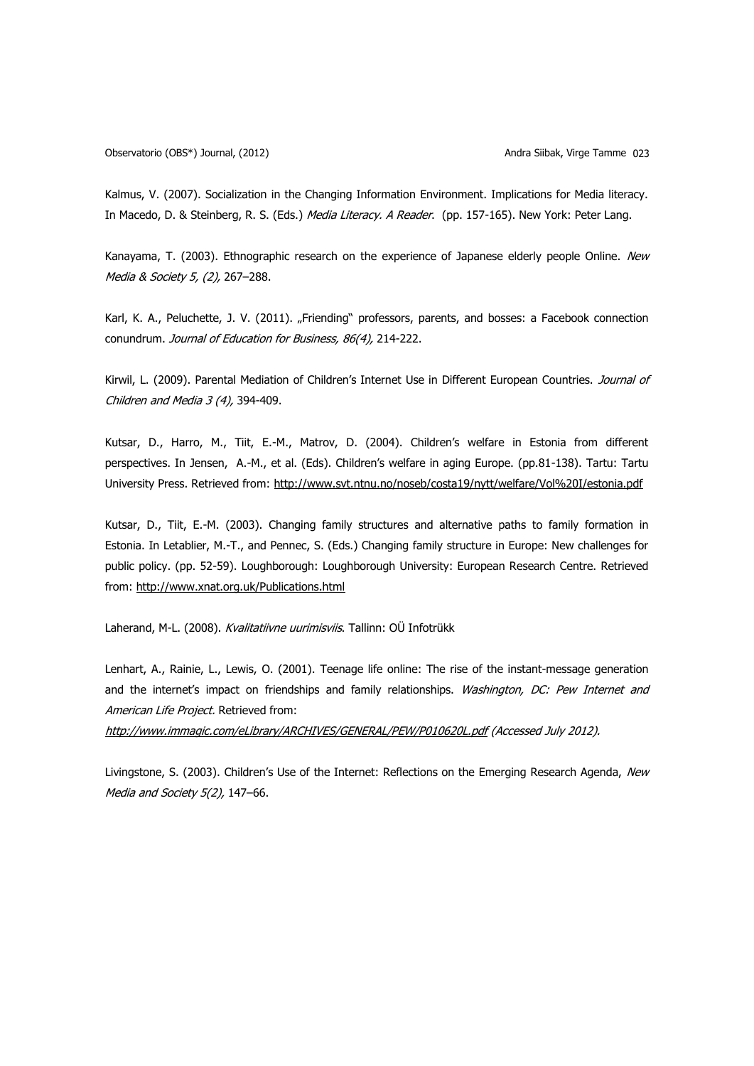Kalmus, V. (2007). Socialization in the Changing Information Environment. Implications for Media literacy. In Macedo, D. & Steinberg, R. S. (Eds.) *Media Literacy. A Reader*. (pp. 157-165). New York: Peter Lang.

Kanayama, T. (2003). Ethnographic research on the experience of Japanese elderly people Online. *New Media & Society 5, (2),* 267–288.

Karl, K. A., Peluchette, J. V. (2011). „Friending" professors, parents, and bosses: a Facebook connection conundrum. *Journal of Education for Business, 86(4),* 214-222.

Kirwil, L. (2009). Parental Mediation of Children's Internet Use in Different European Countries. *Journal of Children and Media 3 (4),* 394-409.

Kutsar, D., Harro, M., Tiit, E.-M., Matrov, D. (2004). Children's welfare in Estonia from different perspectives. In Jensen, A.-M., et al. (Eds). Children's welfare in aging Europe. (pp.81-138). Tartu: Tartu University Press. Retrieved from: http://www.svt.ntnu.no/noseb/costa19/nytt/welfare/Vol%20I/estonia.pdf

Kutsar, D., Tiit, E.-M. (2003). Changing family structures and alternative paths to family formation in Estonia. In Letablier, M.-T., and Pennec, S. (Eds.) Changing family structure in Europe: New challenges for public policy. (pp. 52-59). Loughborough: Loughborough University: European Research Centre. Retrieved from: http://www.xnat.org.uk/Publications.html

Laherand, M-L. (2008). *Kvalitatiivne uurimisviis*. Tallinn: OÜ Infotrükk

Lenhart, A., Rainie, L., Lewis, O. (2001). Teenage life online: The rise of the instant-message generation and the internet's impact on friendships and family relationships. *Washington, DC: Pew Internet and American Life Project.* Retrieved from:
*http://www.immagic.com/eLibrary/ARCHIVES/GENERAL/PEW/P010620L.pdf (Accessed July 2012).*

Livingstone, S. (2003). Children's Use of the Internet: Reflections on the Emerging Research Agenda, *New Media and Society 5(2),* 147–66.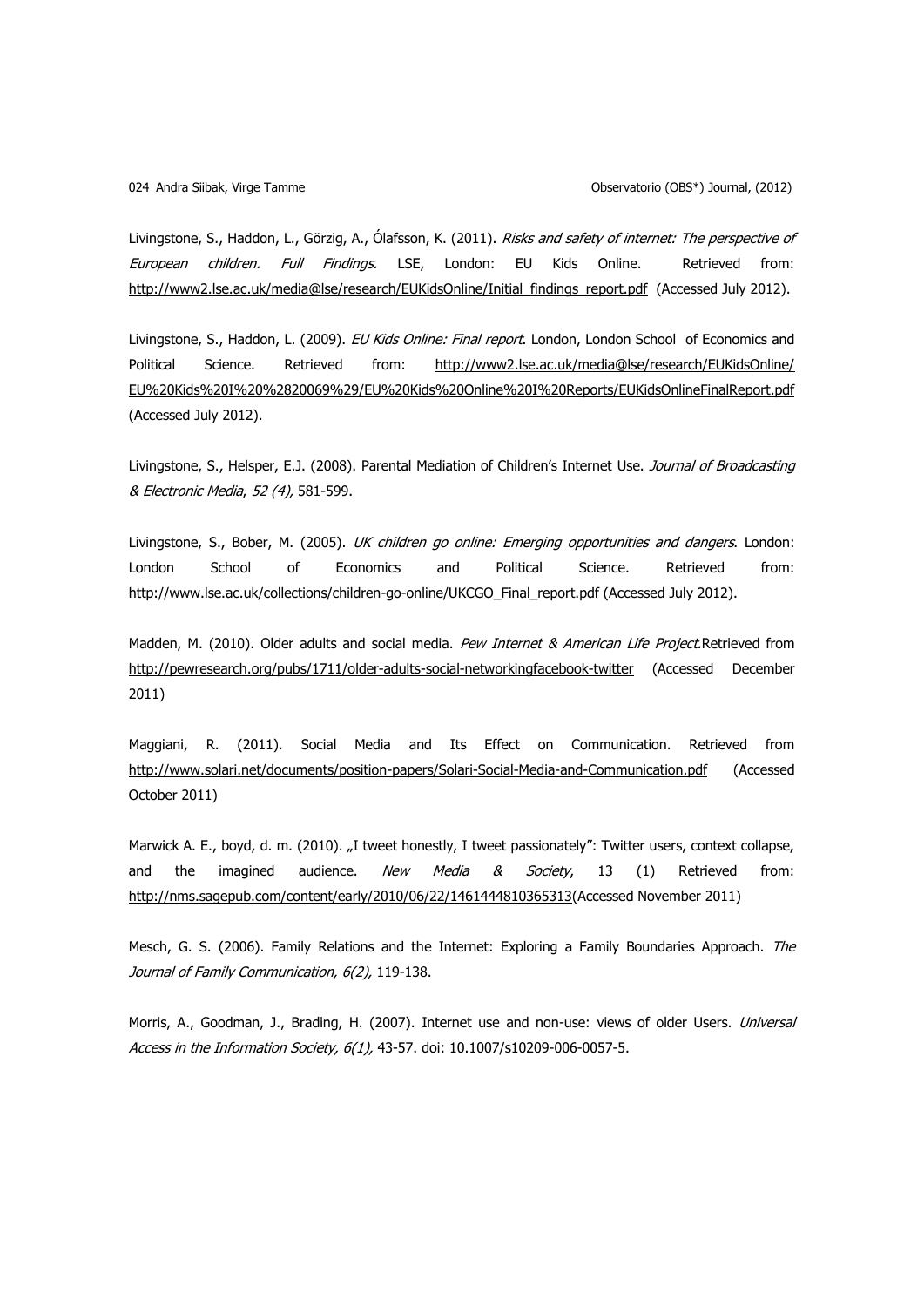Livingstone, S., Haddon, L., Görzig, A., Ólafsson, K. (2011). *Risks and safety of internet: The perspective of European children. Full Findings.* LSE, London: EU Kids Online. Retrieved from: http://www2.lse.ac.uk/media@lse/research/EUKidsOnline/Initial_findings_report.pdf (Accessed July 2012).

Livingstone, S., Haddon, L. (2009). *EU Kids Online: Final report*. London, London School of Economics and Political Science. Retrieved from: http://www2.lse.ac.uk/media@lse/research/EUKidsOnline/EU%20Kids%20I%20%2820069%29/EU%20Kids%20Online%20I%20Reports/EUKidsOnlineFinalReport.pdf (Accessed July 2012).

Livingstone, S., Helsper, E.J. (2008). Parental Mediation of Children's Internet Use. *Journal of Broadcasting & Electronic Media*, *52 (4),* 581-599.

Livingstone, S., Bober, M. (2005). *UK children go online: Emerging opportunities and dangers*. London: London School of Economics and Political Science. Retrieved from: http://www.lse.ac.uk/collections/children-go-online/UKCGO_Final_report.pdf (Accessed July 2012).

Madden, M. (2010). Older adults and social media. *Pew Internet & American Life Project*.Retrieved from http://pewresearch.org/pubs/1711/older-adults-social-networkingfacebook-twitter (Accessed December 2011)

Maggiani, R. (2011). Social Media and Its Effect on Communication. Retrieved from http://www.solari.net/documents/position-papers/Solari-Social-Media-and-Communication.pdf (Accessed October 2011)

Marwick A. E., boyd, d. m. (2010). „I tweet honestly, I tweet passionately": Twitter users, context collapse, and the imagined audience. *New Media & Society*, 13 (1) Retrieved from: http://nms.sagepub.com/content/early/2010/06/22/1461444810365313(Accessed November 2011)

Mesch, G. S. (2006). Family Relations and the Internet: Exploring a Family Boundaries Approach. *The Journal of Family Communication, 6(2),* 119-138.

Morris, A., Goodman, J., Brading, H. (2007). Internet use and non-use: views of older Users. *Universal Access in the Information Society, 6(1),* 43-57. doi: 10.1007/s10209-006-0057-5.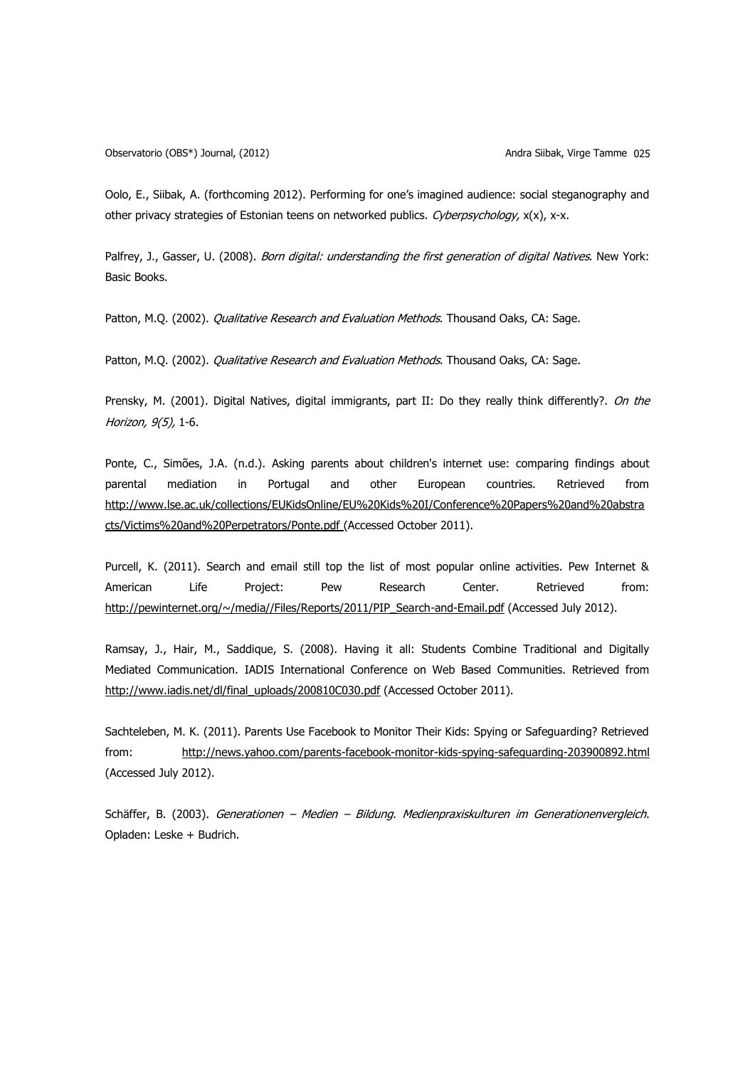Oolo, E., Siibak, A. (forthcoming 2012). Performing for one's imagined audience: social steganography and other privacy strategies of Estonian teens on networked publics. *Cyberpsychology,* x(x), x-x.

Palfrey, J., Gasser, U. (2008). *Born digital: understanding the first generation of digital Natives*. New York: Basic Books.

Patton, M.Q. (2002). *Qualitative Research and Evaluation Methods*. Thousand Oaks, CA: Sage.

Patton, M.Q. (2002). *Qualitative Research and Evaluation Methods*. Thousand Oaks, CA: Sage.

Prensky, M. (2001). Digital Natives, digital immigrants, part II: Do they really think differently?. *On the Horizon, 9(5),* 1-6.

Ponte, C., Simões, J.A. (n.d.). Asking parents about children's internet use: comparing findings about parental mediation in Portugal and other European countries. Retrieved from http://www.lse.ac.uk/collections/EUKidsOnline/EU%20Kids%20I/Conference%20Papers%20and%20abstracts/Victims%20and%20Perpetrators/Ponte.pdf (Accessed October 2011).

Purcell, K. (2011). Search and email still top the list of most popular online activities. Pew Internet & American Life Project: Pew Research Center. Retrieved from: http://pewinternet.org/~/media//Files/Reports/2011/PIP_Search-and-Email.pdf (Accessed July 2012).

Ramsay, J., Hair, M., Saddique, S. (2008). Having it all: Students Combine Traditional and Digitally Mediated Communication. IADIS International Conference on Web Based Communities. Retrieved from http://www.iadis.net/dl/final_uploads/200810C030.pdf (Accessed October 2011).

Sachteleben, M. K. (2011). Parents Use Facebook to Monitor Their Kids: Spying or Safeguarding? Retrieved from: http://news.yahoo.com/parents-facebook-monitor-kids-spying-safeguarding-203900892.html (Accessed July 2012).

Schäffer, B. (2003). *Generationen – Medien – Bildung. Medienpraxiskulturen im Generationenvergleich*. Opladen: Leske + Budrich.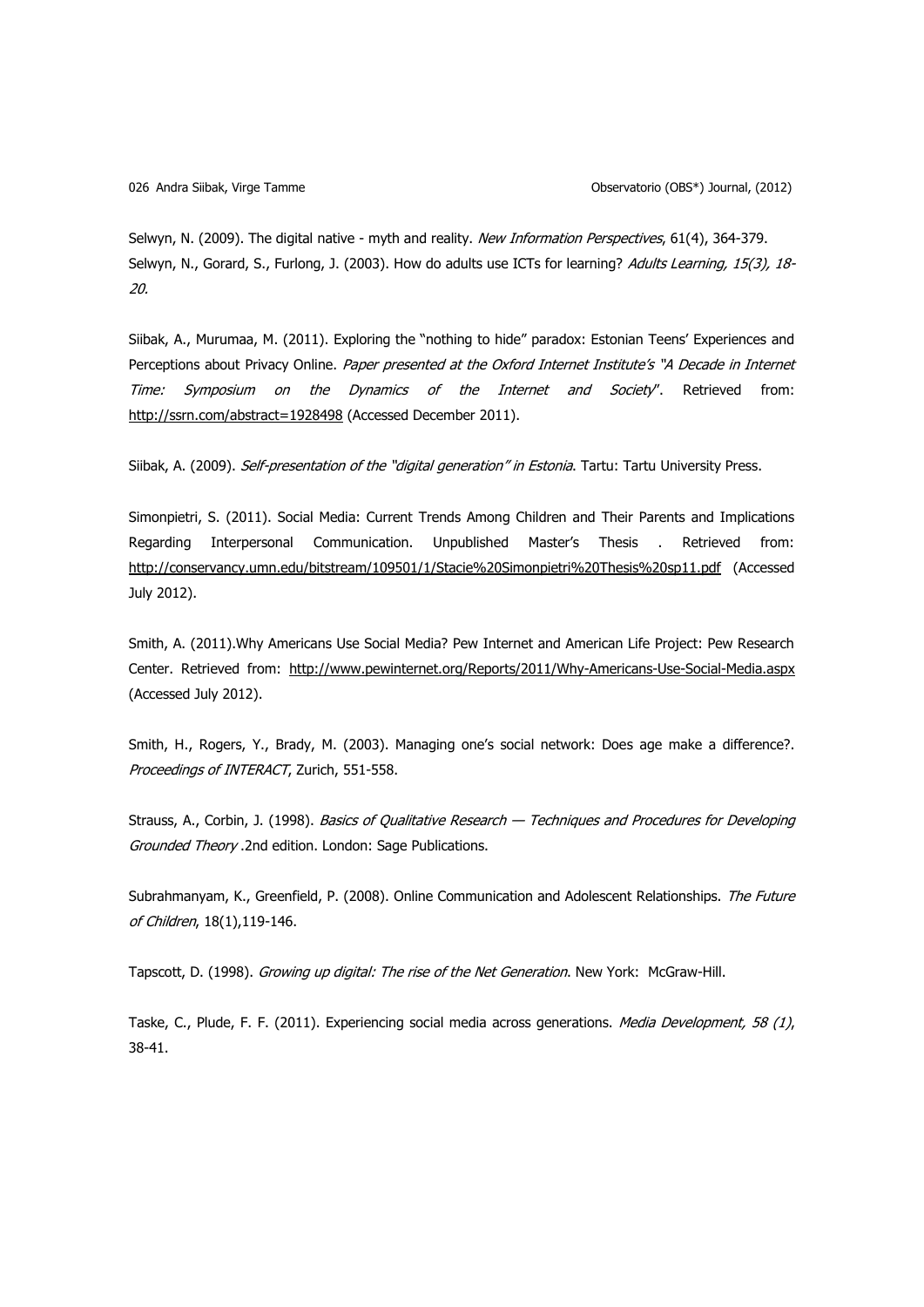Selwyn, N. (2009). The digital native - myth and reality. *New Information Perspectives*, 61(4), 364-379.
Selwyn, N., Gorard, S., Furlong, J. (2003). How do adults use ICTs for learning? *Adults Learning, 15(3), 18-20.*

Siibak, A., Murumaa, M. (2011). Exploring the "nothing to hide" paradox: Estonian Teens' Experiences and Perceptions about Privacy Online. *Paper presented at the Oxford Internet Institute's "A Decade in Internet Time: Symposium on the Dynamics of the Internet and Society*". Retrieved from: http://ssrn.com/abstract=1928498 (Accessed December 2011).

Siibak, A. (2009). *Self-presentation of the "digital generation" in Estonia*. Tartu: Tartu University Press.

Simonpietri, S. (2011). Social Media: Current Trends Among Children and Their Parents and Implications Regarding Interpersonal Communication. Unpublished Master's Thesis . Retrieved from: http://conservancy.umn.edu/bitstream/109501/1/Stacie%20Simonpietri%20Thesis%20sp11.pdf (Accessed July 2012).

Smith, A. (2011).Why Americans Use Social Media? Pew Internet and American Life Project: Pew Research Center. Retrieved from: http://www.pewinternet.org/Reports/2011/Why-Americans-Use-Social-Media.aspx (Accessed July 2012).

Smith, H., Rogers, Y., Brady, M. (2003). Managing one's social network: Does age make a difference?. *Proceedings of INTERACT*, Zurich, 551-558.

Strauss, A., Corbin, J. (1998). *Basics of Qualitative Research — Techniques and Procedures for Developing Grounded Theory* .2nd edition. London: Sage Publications.

Subrahmanyam, K., Greenfield, P. (2008). Online Communication and Adolescent Relationships. *The Future of Children*, 18(1),119-146.

Tapscott, D. (1998). *Growing up digital: The rise of the Net Generation*. New York: McGraw-Hill.

Taske, C., Plude, F. F. (2011). Experiencing social media across generations. *Media Development, 58 (1)*, 38-41.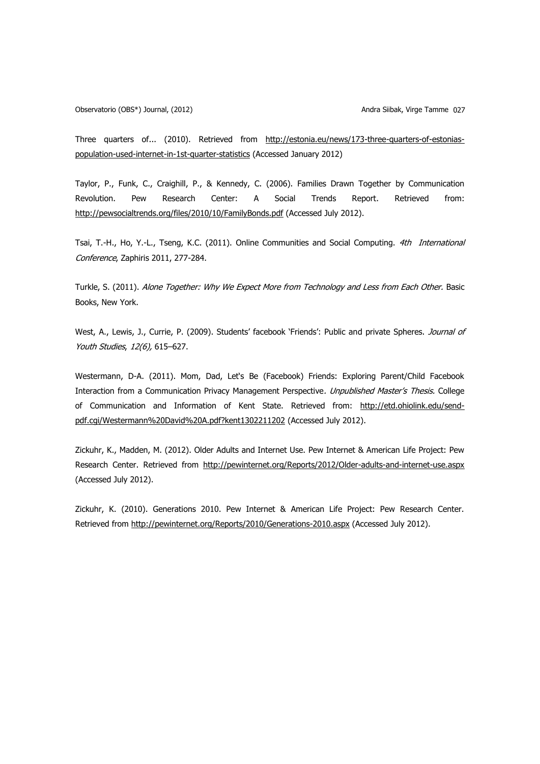Three quarters of... (2010). Retrieved from http://estonia.eu/news/173-three-quarters-of-estonias-population-used-internet-in-1st-quarter-statistics (Accessed January 2012)

Taylor, P., Funk, C., Craighill, P., & Kennedy, C. (2006). Families Drawn Together by Communication Revolution. Pew Research Center: A Social Trends Report. Retrieved from: http://pewsocialtrends.org/files/2010/10/FamilyBonds.pdf (Accessed July 2012).

Tsai, T.-H., Ho, Y.-L., Tseng, K.C. (2011). Online Communities and Social Computing. *4th International Conference*, Zaphiris 2011, 277-284.

Turkle, S. (2011). *Alone Together: Why We Expect More from Technology and Less from Each Other.* Basic Books, New York.

West, A., Lewis, J., Currie, P. (2009). Students' facebook 'Friends': Public and private Spheres. *Journal of Youth Studies*, *12(6),* 615–627.

Westermann, D-A. (2011). Mom, Dad, Let's Be (Facebook) Friends: Exploring Parent/Child Facebook Interaction from a Communication Privacy Management Perspective*. Unpublished Master's Thesis.* College of Communication and Information of Kent State. Retrieved from: http://etd.ohiolink.edu/send-pdf.cgi/Westermann%20David%20A.pdf?kent1302211202 (Accessed July 2012).

Zickuhr, K., Madden, M. (2012). Older Adults and Internet Use. Pew Internet & American Life Project: Pew Research Center. Retrieved from http://pewinternet.org/Reports/2012/Older-adults-and-internet-use.aspx (Accessed July 2012).

Zickuhr, K. (2010). Generations 2010. Pew Internet & American Life Project: Pew Research Center. Retrieved from http://pewinternet.org/Reports/2010/Generations-2010.aspx (Accessed July 2012).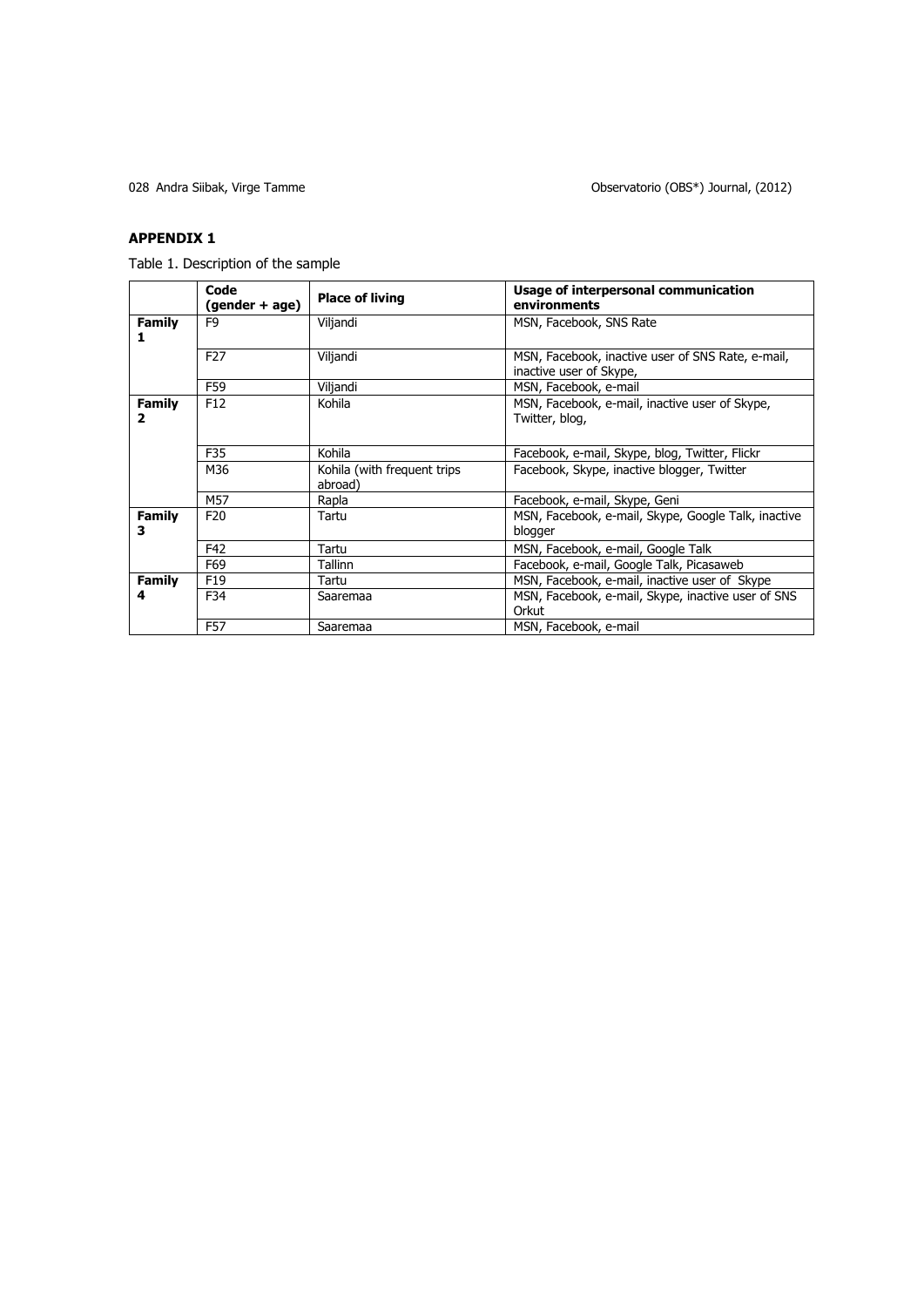## APPENDIX 1

Table 1. Description of the sample

| | Code (gender + age) | Place of living | Usage of interpersonal communication environments |
|---|---|---|---|
| **Family 1** | F9 | Viljandi | MSN, Facebook, SNS Rate |
| | F27 | Viljandi | MSN, Facebook, inactive user of SNS Rate, e-mail, inactive user of Skype, |
| | F59 | Viljandi | MSN, Facebook, e-mail |
| **Family 2** | F12 | Kohila | MSN, Facebook, e-mail, inactive user of Skype, Twitter, blog, |
| | F35 | Kohila | Facebook, e-mail, Skype, blog, Twitter, Flickr |
| | M36 | Kohila (with frequent trips abroad) | Facebook, Skype, inactive blogger, Twitter |
| | M57 | Rapla | Facebook, e-mail, Skype, Geni |
| **Family 3** | F20 | Tartu | MSN, Facebook, e-mail, Skype, Google Talk, inactive blogger |
| | F42 | Tartu | MSN, Facebook, e-mail, Google Talk |
| | F69 | Tallinn | Facebook, e-mail, Google Talk, Picasaweb |
| **Family 4** | F19 | Tartu | MSN, Facebook, e-mail, inactive user of Skype |
| | F34 | Saaremaa | MSN, Facebook, e-mail, Skype, inactive user of SNS Orkut |
| | F57 | Saaremaa | MSN, Facebook, e-mail |